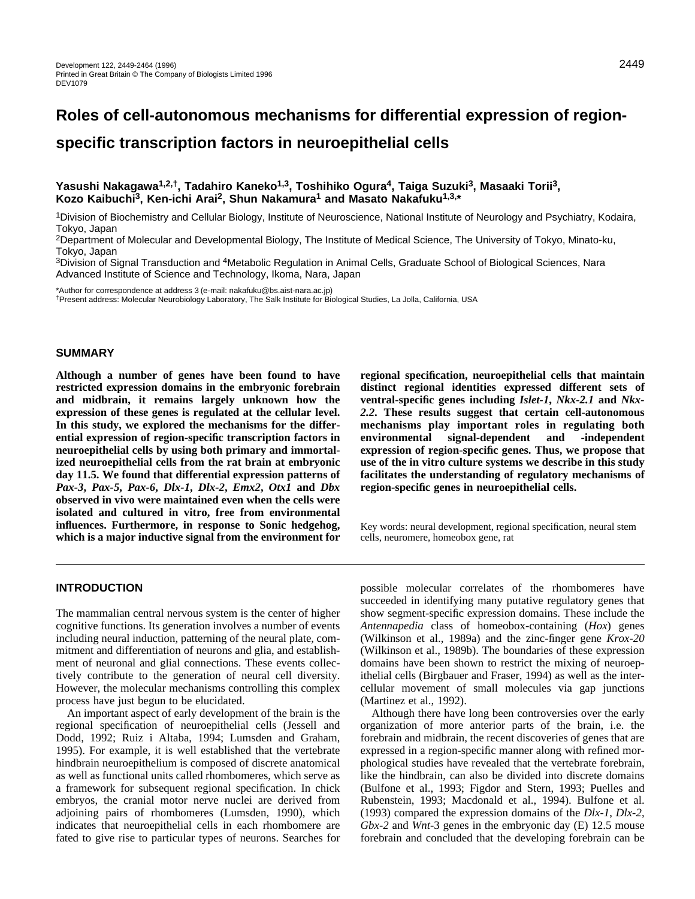# Roles of cell-autonomous mechanisms for differential expression of region-specific transcription factors in neuroepithelial cells

**Yasushi Nakagawa[1,2,†], Tadahiro Kaneko[1,3], Toshihiko Ogura[4], Taiga Suzuki[3], Masaaki Torii[3], Kozo Kaibuchi[3], Ken-ichi Arai[2], Shun Nakamura[1] and Masato Nakafuku[1,3,*]**

[1]Division of Biochemistry and Cellular Biology, Institute of Neuroscience, National Institute of Neurology and Psychiatry, Kodaira, Tokyo, Japan

[2]Department of Molecular and Developmental Biology, The Institute of Medical Science, The University of Tokyo, Minato-ku, Tokyo, Japan

[3]Division of Signal Transduction and [4]Metabolic Regulation in Animal Cells, Graduate School of Biological Sciences, Nara Advanced Institute of Science and Technology, Ikoma, Nara, Japan

*Author for correspondence at address 3 (e-mail: nakafuku@bs.aist-nara.ac.jp)

†Present address: Molecular Neurobiology Laboratory, The Salk Institute for Biological Studies, La Jolla, California, USA

## SUMMARY

**Although a number of genes have been found to have restricted expression domains in the embryonic forebrain and midbrain, it remains largely unknown how the expression of these genes is regulated at the cellular level. In this study, we explored the mechanisms for the differential expression of region-specific transcription factors in neuroepithelial cells by using both primary and immortalized neuroepithelial cells from the rat brain at embryonic day 11.5. We found that differential expression patterns of *Pax-3*, *Pax-5*, *Pax-6*, *Dlx-1*, *Dlx-2*, *Emx2*, *Otx1* and *Dbx* observed in vivo were maintained even when the cells were isolated and cultured in vitro, free from environmental influences. Furthermore, in response to Sonic hedgehog, which is a major inductive signal from the environment for regional specification, neuroepithelial cells that maintain distinct regional identities expressed different sets of ventral-specific genes including *Islet-1*, *Nkx-2.1* and *Nkx-2.2*. These results suggest that certain cell-autonomous mechanisms play important roles in regulating both environmental signal-dependent and -independent expression of region-specific genes. Thus, we propose that use of the in vitro culture systems we describe in this study facilitates the understanding of regulatory mechanisms of region-specific genes in neuroepithelial cells.**

Key words: neural development, regional specification, neural stem cells, neuromere, homeobox gene, rat

## INTRODUCTION

The mammalian central nervous system is the center of higher cognitive functions. Its generation involves a number of events including neural induction, patterning of the neural plate, commitment and differentiation of neurons and glia, and establishment of neuronal and glial connections. These events collectively contribute to the generation of neural cell diversity. However, the molecular mechanisms controlling this complex process have just begun to be elucidated.

An important aspect of early development of the brain is the regional specification of neuroepithelial cells (Jessell and Dodd, 1992; Ruiz i Altaba, 1994; Lumsden and Graham, 1995). For example, it is well established that the vertebrate hindbrain neuroepithelium is composed of discrete anatomical as well as functional units called rhombomeres, which serve as a framework for subsequent regional specification. In chick embryos, the cranial motor nerve nuclei are derived from adjoining pairs of rhombomeres (Lumsden, 1990), which indicates that neuroepithelial cells in each rhombomere are fated to give rise to particular types of neurons. Searches for possible molecular correlates of the rhombomeres have succeeded in identifying many putative regulatory genes that show segment-specific expression domains. These include the *Antennapedia* class of homeobox-containing (*Hox*) genes (Wilkinson et al., 1989a) and the zinc-finger gene *Krox-20* (Wilkinson et al., 1989b). The boundaries of these expression domains have been shown to restrict the mixing of neuroepithelial cells (Birgbauer and Fraser, 1994) as well as the intercellular movement of small molecules via gap junctions (Martinez et al., 1992).

Although there have long been controversies over the early organization of more anterior parts of the brain, i.e. the forebrain and midbrain, the recent discoveries of genes that are expressed in a region-specific manner along with refined morphological studies have revealed that the vertebrate forebrain, like the hindbrain, can also be divided into discrete domains (Bulfone et al., 1993; Figdor and Stern, 1993; Puelles and Rubenstein, 1993; Macdonald et al., 1994). Bulfone et al. (1993) compared the expression domains of the *Dlx-1*, *Dlx-2*, *Gbx-2* and *Wnt*-3 genes in the embryonic day (E) 12.5 mouse forebrain and concluded that the developing forebrain can be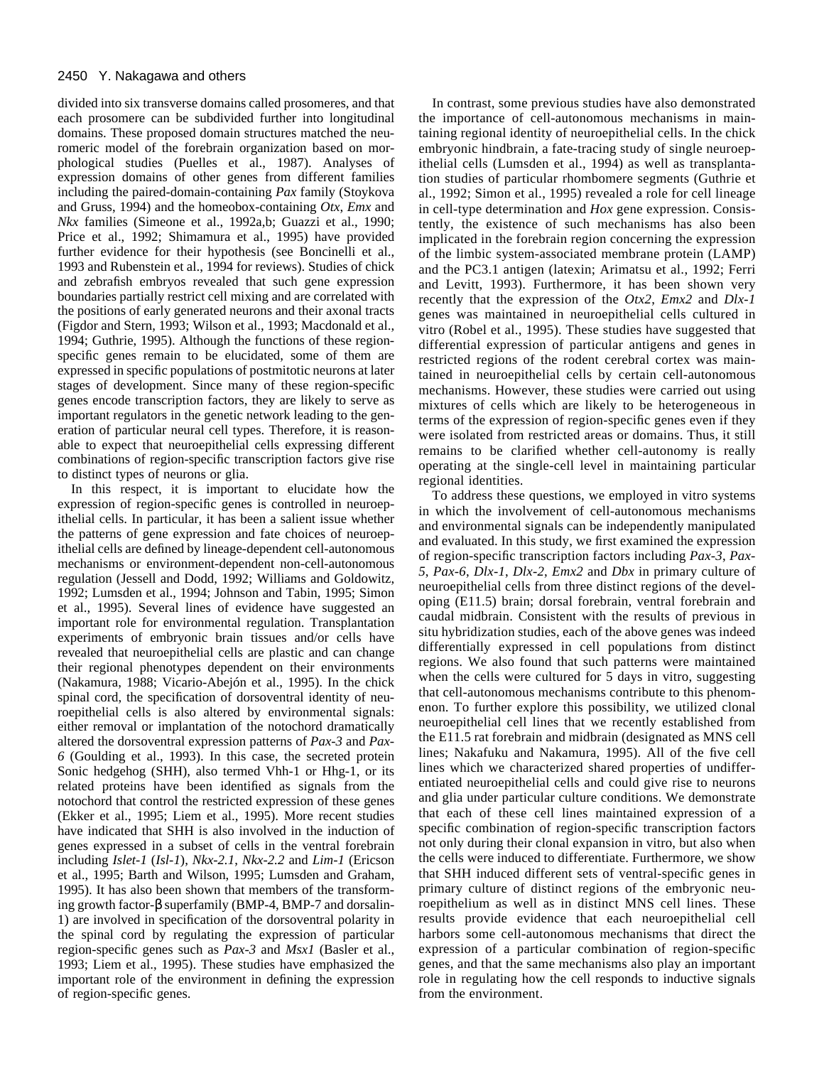divided into six transverse domains called prosomeres, and that each prosomere can be subdivided further into longitudinal domains. These proposed domain structures matched the neuromeric model of the forebrain organization based on morphological studies (Puelles et al., 1987). Analyses of expression domains of other genes from different families including the paired-domain-containing *Pax* family (Stoykova and Gruss, 1994) and the homeobox-containing *Otx*, *Emx* and *Nkx* families (Simeone et al., 1992a,b; Guazzi et al., 1990; Price et al., 1992; Shimamura et al., 1995) have provided further evidence for their hypothesis (see Boncinelli et al., 1993 and Rubenstein et al., 1994 for reviews). Studies of chick and zebrafish embryos revealed that such gene expression boundaries partially restrict cell mixing and are correlated with the positions of early generated neurons and their axonal tracts (Figdor and Stern, 1993; Wilson et al., 1993; Macdonald et al., 1994; Guthrie, 1995). Although the functions of these region-specific genes remain to be elucidated, some of them are expressed in specific populations of postmitotic neurons at later stages of development. Since many of these region-specific genes encode transcription factors, they are likely to serve as important regulators in the genetic network leading to the generation of particular neural cell types. Therefore, it is reasonable to expect that neuroepithelial cells expressing different combinations of region-specific transcription factors give rise to distinct types of neurons or glia.

In this respect, it is important to elucidate how the expression of region-specific genes is controlled in neuroepithelial cells. In particular, it has been a salient issue whether the patterns of gene expression and fate choices of neuroepithelial cells are defined by lineage-dependent cell-autonomous mechanisms or environment-dependent non-cell-autonomous regulation (Jessell and Dodd, 1992; Williams and Goldowitz, 1992; Lumsden et al., 1994; Johnson and Tabin, 1995; Simon et al., 1995). Several lines of evidence have suggested an important role for environmental regulation. Transplantation experiments of embryonic brain tissues and/or cells have revealed that neuroepithelial cells are plastic and can change their regional phenotypes dependent on their environments (Nakamura, 1988; Vicario-Abejón et al., 1995). In the chick spinal cord, the specification of dorsoventral identity of neuroepithelial cells is also altered by environmental signals: either removal or implantation of the notochord dramatically altered the dorsoventral expression patterns of *Pax-3* and *Pax-6* (Goulding et al., 1993). In this case, the secreted protein Sonic hedgehog (SHH), also termed Vhh-1 or Hhg-1, or its related proteins have been identified as signals from the notochord that control the restricted expression of these genes (Ekker et al., 1995; Liem et al., 1995). More recent studies have indicated that SHH is also involved in the induction of genes expressed in a subset of cells in the ventral forebrain including *Islet-1* (*Isl-1*), *Nkx-2.1*, *Nkx-2.2* and *Lim-1* (Ericson et al., 1995; Barth and Wilson, 1995; Lumsden and Graham, 1995). It has also been shown that members of the transforming growth factor-β superfamily (BMP-4, BMP-7 and dorsalin-1) are involved in specification of the dorsoventral polarity in the spinal cord by regulating the expression of particular region-specific genes such as *Pax-3* and *Msx1* (Basler et al., 1993; Liem et al., 1995). These studies have emphasized the important role of the environment in defining the expression of region-specific genes.

In contrast, some previous studies have also demonstrated the importance of cell-autonomous mechanisms in maintaining regional identity of neuroepithelial cells. In the chick embryonic hindbrain, a fate-tracing study of single neuroepithelial cells (Lumsden et al., 1994) as well as transplantation studies of particular rhombomere segments (Guthrie et al., 1992; Simon et al., 1995) revealed a role for cell lineage in cell-type determination and *Hox* gene expression. Consistently, the existence of such mechanisms has also been implicated in the forebrain region concerning the expression of the limbic system-associated membrane protein (LAMP) and the PC3.1 antigen (latexin; Arimatsu et al., 1992; Ferri and Levitt, 1993). Furthermore, it has been shown very recently that the expression of the *Otx2*, *Emx2* and *Dlx-1* genes was maintained in neuroepithelial cells cultured in vitro (Robel et al., 1995). These studies have suggested that differential expression of particular antigens and genes in restricted regions of the rodent cerebral cortex was maintained in neuroepithelial cells by certain cell-autonomous mechanisms. However, these studies were carried out using mixtures of cells which are likely to be heterogeneous in terms of the expression of region-specific genes even if they were isolated from restricted areas or domains. Thus, it still remains to be clarified whether cell-autonomy is really operating at the single-cell level in maintaining particular regional identities.

To address these questions, we employed in vitro systems in which the involvement of cell-autonomous mechanisms and environmental signals can be independently manipulated and evaluated. In this study, we first examined the expression of region-specific transcription factors including *Pax-3*, *Pax-5*, *Pax-6*, *Dlx-1*, *Dlx-2*, *Emx2* and *Dbx* in primary culture of neuroepithelial cells from three distinct regions of the developing (E11.5) brain; dorsal forebrain, ventral forebrain and caudal midbrain. Consistent with the results of previous in situ hybridization studies, each of the above genes was indeed differentially expressed in cell populations from distinct regions. We also found that such patterns were maintained when the cells were cultured for 5 days in vitro, suggesting that cell-autonomous mechanisms contribute to this phenomenon. To further explore this possibility, we utilized clonal neuroepithelial cell lines that we recently established from the E11.5 rat forebrain and midbrain (designated as MNS cell lines; Nakafuku and Nakamura, 1995). All of the five cell lines which we characterized shared properties of undifferentiated neuroepithelial cells and could give rise to neurons and glia under particular culture conditions. We demonstrate that each of these cell lines maintained expression of a specific combination of region-specific transcription factors not only during their clonal expansion in vitro, but also when the cells were induced to differentiate. Furthermore, we show that SHH induced different sets of ventral-specific genes in primary culture of distinct regions of the embryonic neuroepithelium as well as in distinct MNS cell lines. These results provide evidence that each neuroepithelial cell harbors some cell-autonomous mechanisms that direct the expression of a particular combination of region-specific genes, and that the same mechanisms also play an important role in regulating how the cell responds to inductive signals from the environment.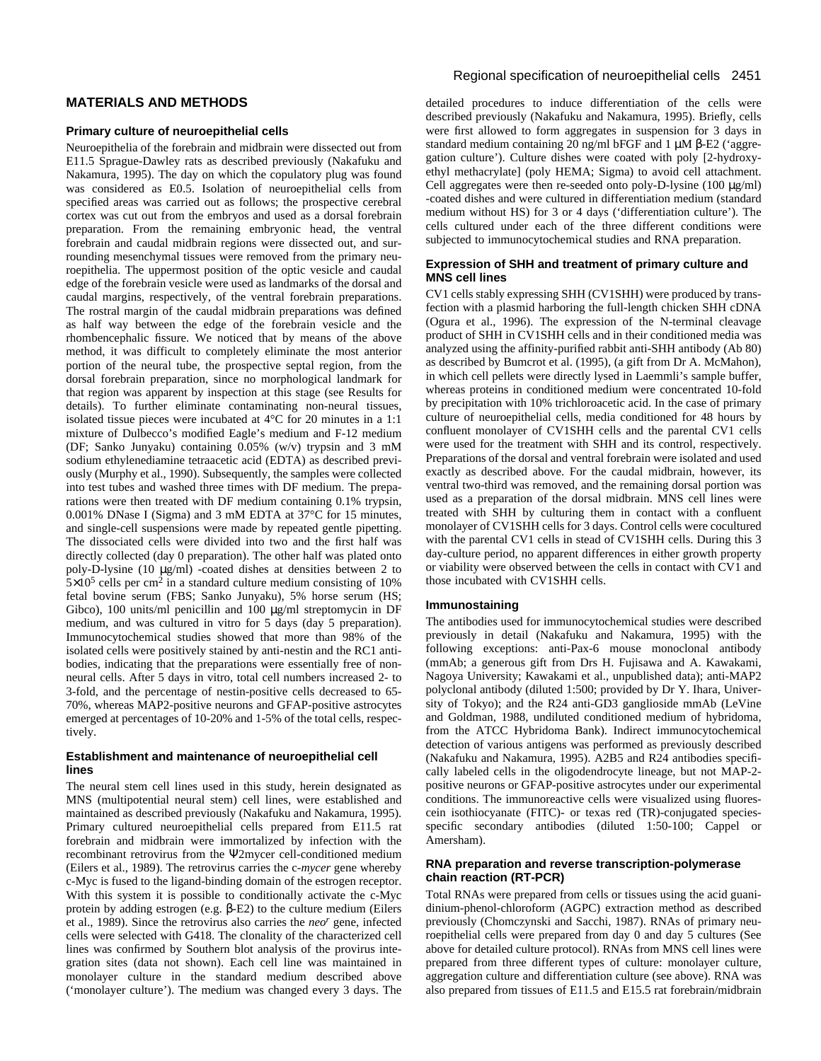## MATERIALS AND METHODS

### Primary culture of neuroepithelial cells

Neuroepithelia of the forebrain and midbrain were dissected out from E11.5 Sprague-Dawley rats as described previously (Nakafuku and Nakamura, 1995). The day on which the copulatory plug was found was considered as E0.5. Isolation of neuroepithelial cells from specified areas was carried out as follows; the prospective cerebral cortex was cut out from the embryos and used as a dorsal forebrain preparation. From the remaining embryonic head, the ventral forebrain and caudal midbrain regions were dissected out, and surrounding mesenchymal tissues were removed from the primary neuroepithelia. The uppermost position of the optic vesicle and caudal edge of the forebrain vesicle were used as landmarks of the dorsal and caudal margins, respectively, of the ventral forebrain preparations. The rostral margin of the caudal midbrain preparations was defined as half way between the edge of the forebrain vesicle and the rhombencephalic fissure. We noticed that by means of the above method, it was difficult to completely eliminate the most anterior portion of the neural tube, the prospective septal region, from the dorsal forebrain preparation, since no morphological landmark for that region was apparent by inspection at this stage (see Results for details). To further eliminate contaminating non-neural tissues, isolated tissue pieces were incubated at 4°C for 20 minutes in a 1:1 mixture of Dulbecco's modified Eagle's medium and F-12 medium (DF; Sanko Junyaku) containing 0.05% (w/v) trypsin and 3 mM sodium ethylenediamine tetraacetic acid (EDTA) as described previously (Murphy et al., 1990). Subsequently, the samples were collected into test tubes and washed three times with DF medium. The preparations were then treated with DF medium containing 0.1% trypsin, 0.001% DNase I (Sigma) and 3 mM EDTA at 37°C for 15 minutes, and single-cell suspensions were made by repeated gentle pipetting. The dissociated cells were divided into two and the first half was directly collected (day 0 preparation). The other half was plated onto poly-D-lysine (10 μg/ml) -coated dishes at densities between 2 to $5\times10^5$ cells per cm$^2$ in a standard culture medium consisting of 10% fetal bovine serum (FBS; Sanko Junyaku), 5% horse serum (HS; Gibco), 100 units/ml penicillin and 100 μg/ml streptomycin in DF medium, and was cultured in vitro for 5 days (day 5 preparation). Immunocytochemical studies showed that more than 98% of the isolated cells were positively stained by anti-nestin and the RC1 antibodies, indicating that the preparations were essentially free of non-neural cells. After 5 days in vitro, total cell numbers increased 2- to 3-fold, and the percentage of nestin-positive cells decreased to 65-70%, whereas MAP2-positive neurons and GFAP-positive astrocytes emerged at percentages of 10-20% and 1-5% of the total cells, respectively.

### Establishment and maintenance of neuroepithelial cell lines

The neural stem cell lines used in this study, herein designated as MNS (multipotential neural stem) cell lines, were established and maintained as described previously (Nakafuku and Nakamura, 1995). Primary cultured neuroepithelial cells prepared from E11.5 rat forebrain and midbrain were immortalized by infection with the recombinant retrovirus from the Ψ2mycer cell-conditioned medium (Eilers et al., 1989). The retrovirus carries the c-*mycer* gene whereby c-Myc is fused to the ligand-binding domain of the estrogen receptor. With this system it is possible to conditionally activate the c-Myc protein by adding estrogen (e.g. β-E2) to the culture medium (Eilers et al., 1989). Since the retrovirus also carries the *neo*$^r$ gene, infected cells were selected with G418. The clonality of the characterized cell lines was confirmed by Southern blot analysis of the provirus integration sites (data not shown). Each cell line was maintained in monolayer culture in the standard medium described above ('monolayer culture'). The medium was changed every 3 days. The detailed procedures to induce differentiation of the cells were described previously (Nakafuku and Nakamura, 1995). Briefly, cells were first allowed to form aggregates in suspension for 3 days in standard medium containing 20 ng/ml bFGF and 1 μM β-E2 ('aggregation culture'). Culture dishes were coated with poly [2-hydroxyethyl methacrylate] (poly HEMA; Sigma) to avoid cell attachment. Cell aggregates were then re-seeded onto poly-D-lysine (100 μg/ml) -coated dishes and were cultured in differentiation medium (standard medium without HS) for 3 or 4 days ('differentiation culture'). The cells cultured under each of the three different conditions were subjected to immunocytochemical studies and RNA preparation.

### Expression of SHH and treatment of primary culture and MNS cell lines

CV1 cells stably expressing SHH (CV1SHH) were produced by transfection with a plasmid harboring the full-length chicken SHH cDNA (Ogura et al., 1996). The expression of the N-terminal cleavage product of SHH in CV1SHH cells and in their conditioned media was analyzed using the affinity-purified rabbit anti-SHH antibody (Ab 80) as described by Bumcrot et al. (1995), (a gift from Dr A. McMahon), in which cell pellets were directly lysed in Laemmli's sample buffer, whereas proteins in conditioned medium were concentrated 10-fold by precipitation with 10% trichloroacetic acid. In the case of primary culture of neuroepithelial cells, media conditioned for 48 hours by confluent monolayer of CV1SHH cells and the parental CV1 cells were used for the treatment with SHH and its control, respectively. Preparations of the dorsal and ventral forebrain were isolated and used exactly as described above. For the caudal midbrain, however, its ventral two-third was removed, and the remaining dorsal portion was used as a preparation of the dorsal midbrain. MNS cell lines were treated with SHH by culturing them in contact with a confluent monolayer of CV1SHH cells for 3 days. Control cells were cocultured with the parental CV1 cells in stead of CV1SHH cells. During this 3 day-culture period, no apparent differences in either growth property or viability were observed between the cells in contact with CV1 and those incubated with CV1SHH cells.

### Immunostaining

The antibodies used for immunocytochemical studies were described previously in detail (Nakafuku and Nakamura, 1995) with the following exceptions: anti-Pax-6 mouse monoclonal antibody (mmAb; a generous gift from Drs H. Fujisawa and A. Kawakami, Nagoya University; Kawakami et al., unpublished data); anti-MAP2 polyclonal antibody (diluted 1:500; provided by Dr Y. Ihara, University of Tokyo); and the R24 anti-GD3 ganglioside mmAb (LeVine and Goldman, 1988, undiluted conditioned medium of hybridoma, from the ATCC Hybridoma Bank). Indirect immunocytochemical detection of various antigens was performed as previously described (Nakafuku and Nakamura, 1995). A2B5 and R24 antibodies specifically labeled cells in the oligodendrocyte lineage, but not MAP-2-positive neurons or GFAP-positive astrocytes under our experimental conditions. The immunoreactive cells were visualized using fluorescein isothiocyanate (FITC)- or texas red (TR)-conjugated species-specific secondary antibodies (diluted 1:50-100; Cappel or Amersham).

### RNA preparation and reverse transcription-polymerase chain reaction (RT-PCR)

Total RNAs were prepared from cells or tissues using the acid guanidinium-phenol-chloroform (AGPC) extraction method as described previously (Chomczynski and Sacchi, 1987). RNAs of primary neuroepithelial cells were prepared from day 0 and day 5 cultures (See above for detailed culture protocol). RNAs from MNS cell lines were prepared from three different types of culture: monolayer culture, aggregation culture and differentiation culture (see above). RNA was also prepared from tissues of E11.5 and E15.5 rat forebrain/midbrain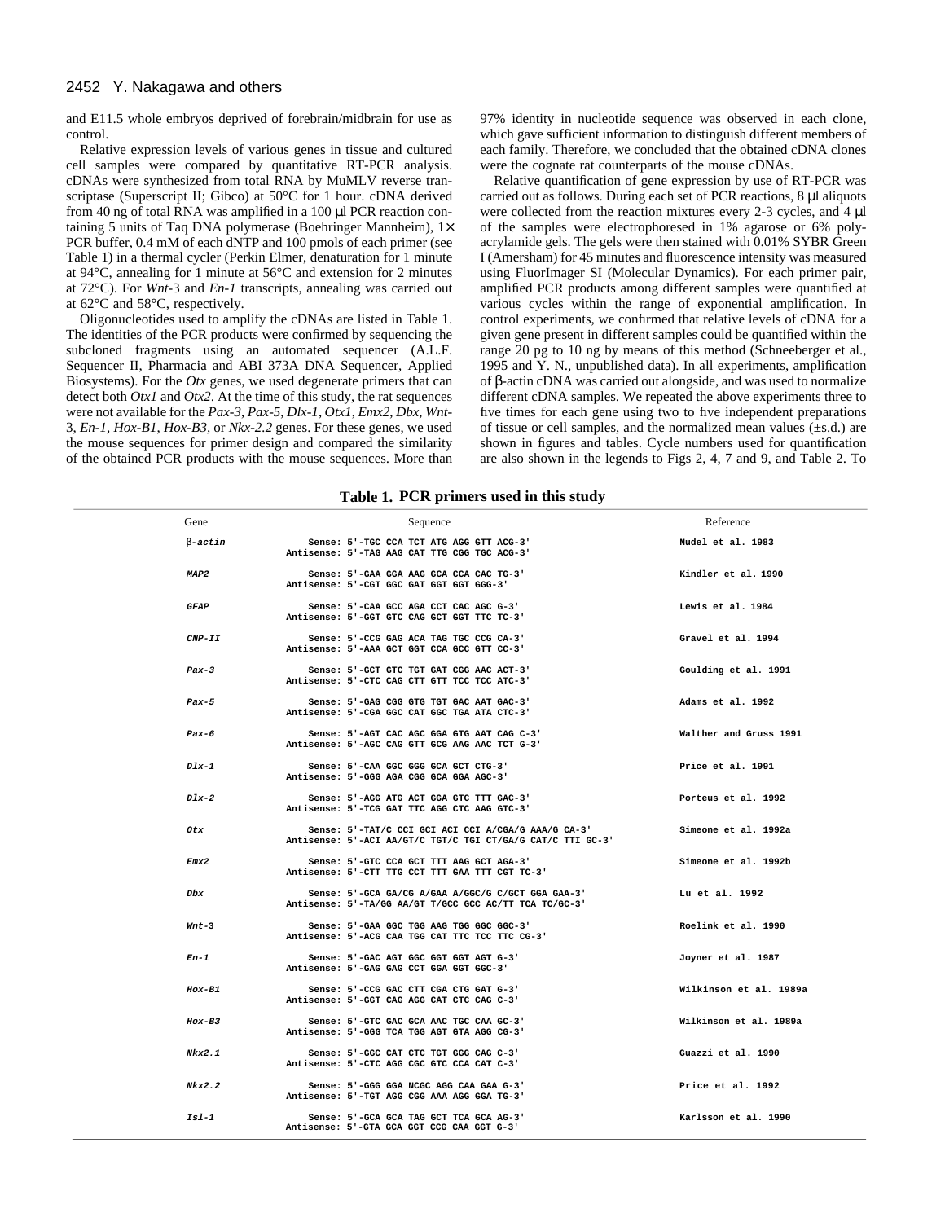and E11.5 whole embryos deprived of forebrain/midbrain for use as control.

Relative expression levels of various genes in tissue and cultured cell samples were compared by quantitative RT-PCR analysis. cDNAs were synthesized from total RNA by MuMLV reverse transcriptase (Superscript II; Gibco) at 50°C for 1 hour. cDNA derived from 40 ng of total RNA was amplified in a 100 µl PCR reaction containing 5 units of Taq DNA polymerase (Boehringer Mannheim), 1× PCR buffer, 0.4 mM of each dNTP and 100 pmols of each primer (see Table 1) in a thermal cycler (Perkin Elmer, denaturation for 1 minute at 94°C, annealing for 1 minute at 56°C and extension for 2 minutes at 72°C). For *Wnt*-3 and *En-1* transcripts, annealing was carried out at 62°C and 58°C, respectively.

Oligonucleotides used to amplify the cDNAs are listed in Table 1. The identities of the PCR products were confirmed by sequencing the subcloned fragments using an automated sequencer (A.L.F. Sequencer II, Pharmacia and ABI 373A DNA Sequencer, Applied Biosystems). For the *Otx* genes, we used degenerate primers that can detect both *Otx1* and *Otx2*. At the time of this study, the rat sequences were not available for the *Pax-3*, *Pax-5*, *Dlx-1*, *Otx1*, *Emx2*, *Dbx*, *Wnt-3*, *En-1*, *Hox-B1*, *Hox-B3*, or *Nkx-2.2* genes. For these genes, we used the mouse sequences for primer design and compared the similarity of the obtained PCR products with the mouse sequences. More than 97% identity in nucleotide sequence was observed in each clone, which gave sufficient information to distinguish different members of each family. Therefore, we concluded that the obtained cDNA clones were the cognate rat counterparts of the mouse cDNAs.

Relative quantification of gene expression by use of RT-PCR was carried out as follows. During each set of PCR reactions, 8 µl aliquots were collected from the reaction mixtures every 2-3 cycles, and 4 µl of the samples were electrophoresed in 1% agarose or 6% polyacrylamide gels. The gels were then stained with 0.01% SYBR Green I (Amersham) for 45 minutes and fluorescence intensity was measured using FluorImager SI (Molecular Dynamics). For each primer pair, amplified PCR products among different samples were quantified at various cycles within the range of exponential amplification. In control experiments, we confirmed that relative levels of cDNA for a given gene present in different samples could be quantified within the range 20 pg to 10 ng by means of this method (Schneeberger et al., 1995 and Y. N., unpublished data). In all experiments, amplification of β-actin cDNA was carried out alongside, and was used to normalize different cDNA samples. We repeated the above experiments three to five times for each gene using two to five independent preparations of tissue or cell samples, and the normalized mean values (±s.d.) are shown in figures and tables. Cycle numbers used for quantification are also shown in the legends to Figs 2, 4, 7 and 9, and Table 2. To

**Table 1. PCR primers used in this study**

| Gene | Sequence | Reference |
|---|---|---|
| *β-actin* | Sense: 5'-TGC CCA TCT ATG AGG GTT ACG-3'<br>Antisense: 5'-TAG AAG CAT TTG CGG TGC ACG-3' | Nudel et al. 1983 |
| *MAP2* | Sense: 5'-GAA GGA AAG GCA CCA CAC TG-3'<br>Antisense: 5'-CGT GGC GAT GGT GGT GGG-3' | Kindler et al. 1990 |
| *GFAP* | Sense: 5'-CAA GCC AGA CCT CAC AGC G-3'<br>Antisense: 5'-GGT GTC CAG GCT GGT TTC TC-3' | Lewis et al. 1984 |
| *CNP-II* | Sense: 5'-CCG GAG ACA TAG TGC CCG CA-3'<br>Antisense: 5'-AAA GCT GGT CCA GCC GTT CC-3' | Gravel et al. 1994 |
| *Pax-3* | Sense: 5'-GCT GTC TGT GAT CGG AAC ACT-3'<br>Antisense: 5'-CTC CAG CTT GTT TCC TCC ATC-3' | Goulding et al. 1991 |
| *Pax-5* | Sense: 5'-GAG CGG GTG TGT GAC AAT GAC-3'<br>Antisense: 5'-CGA GGC CAT GGC TGA ATA CTC-3' | Adams et al. 1992 |
| *Pax-6* | Sense: 5'-AGT CAC AGC GGA GTG AAT CAG C-3'<br>Antisense: 5'-AGC CAG GTT GCG AAG AAC TCT G-3' | Walther and Gruss 1991 |
| *Dlx-1* | Sense: 5'-CAA GGC GGG GCA GCT CTG-3'<br>Antisense: 5'-GGG AGA CGG GCA GGA AGC-3' | Price et al. 1991 |
| *Dlx-2* | Sense: 5'-AGG ATG ACT GGA GTC TTT GAC-3'<br>Antisense: 5'-TCG GAT TTC AGG CTC AAG GTC-3' | Porteus et al. 1992 |
| *Otx* | Sense: 5'-TAT/C CCI GCI ACI CCI A/CGA/G AAA/G CA-3'<br>Antisense: 5'-ACI AA/GT/C TGT/C TGI CT/GA/G CAT/C TTI GC-3' | Simeone et al. 1992a |
| *Emx2* | Sense: 5'-GTC CCA GCT TTT AAG GCT AGA-3'<br>Antisense: 5'-CTT TTG CCT TTT GAA TTT CGT TC-3' | Simeone et al. 1992b |
| *Dbx* | Sense: 5'-GCA GA/CG A/GAA A/GGC/G C/GCT GGA GAA-3'<br>Antisense: 5'-TA/GG AA/GT T/GCC GCC AC/TT TCA TC/GC-3' | Lu et al. 1992 |
| *Wnt-3* | Sense: 5'-GAA GGC TGG AAG TGG GGC GGC-3'<br>Antisense: 5'-ACG CAA TGG CAT TTC TCC TTC CG-3' | Roelink et al. 1990 |
| *En-1* | Sense: 5'-GAC AGT GGC GGT GGT AGT G-3'<br>Antisense: 5'-GAG GAG CCT GGA GGT GGC-3' | Joyner et al. 1987 |
| *Hox-B1* | Sense: 5'-CCG GAC CTT CGA CTG GAT G-3'<br>Antisense: 5'-GGT CAG AGG CAT CTC CAG C-3' | Wilkinson et al. 1989a |
| *Hox-B3* | Sense: 5'-GTC GAC GCA AAC TGC CAA GC-3'<br>Antisense: 5'-GGG TCA TGG AGT GTA AGG CG-3' | Wilkinson et al. 1989a |
| *Nkx2.1* | Sense: 5'-GGC CAT CTC TGT GGG CAG C-3'<br>Antisense: 5'-CTC AGG CGC GTC CCA CAT C-3' | Guazzi et al. 1990 |
| *Nkx2.2* | Sense: 5'-GGG GGA NCGC AGG CAA GAA G-3'<br>Antisense: 5'-TGT AGG CGG AAA AGG GGA TG-3' | Price et al. 1992 |
| *Isl-1* | Sense: 5'-GCA GCA TAG GCT TCA GCA AG-3'<br>Antisense: 5'-GTA GCA GGT CCG CAA GGT G-3' | Karlsson et al. 1990 |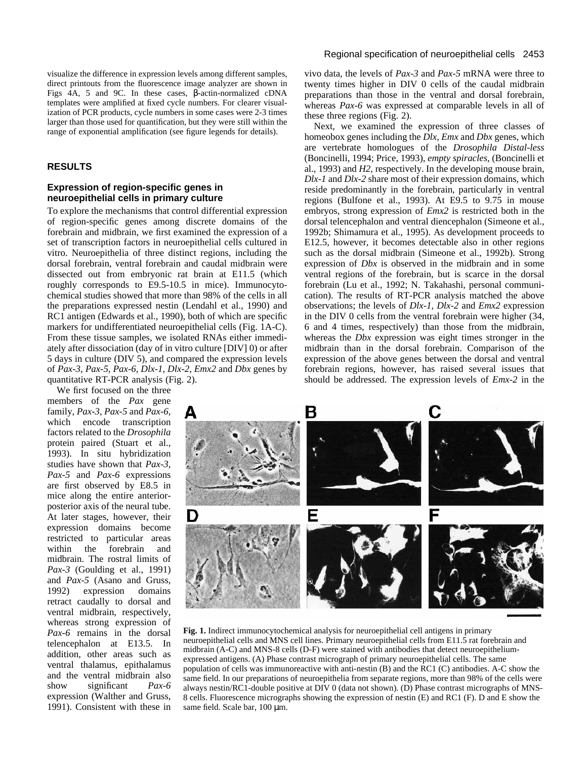visualize the difference in expression levels among different samples, direct printouts from the fluorescence image analyzer are shown in Figs 4A, 5 and 9C. In these cases, β-actin-normalized cDNA templates were amplified at fixed cycle numbers. For clearer visualization of PCR products, cycle numbers in some cases were 2-3 times larger than those used for quantification, but they were still within the range of exponential amplification (see figure legends for details).

## RESULTS

### Expression of region-specific genes in neuroepithelial cells in primary culture

To explore the mechanisms that control differential expression of region-specific genes among discrete domains of the forebrain and midbrain, we first examined the expression of a set of transcription factors in neuroepithelial cells cultured in vitro. Neuroepithelia of three distinct regions, including the dorsal forebrain, ventral forebrain and caudal midbrain were dissected out from embryonic rat brain at E11.5 (which roughly corresponds to E9.5-10.5 in mice). Immunocytochemical studies showed that more than 98% of the cells in all the preparations expressed nestin (Lendahl et al., 1990) and RC1 antigen (Edwards et al., 1990), both of which are specific markers for undifferentiated neuroepithelial cells (Fig. 1A-C). From these tissue samples, we isolated RNAs either immediately after dissociation (day of in vitro culture [DIV] 0) or after 5 days in culture (DIV 5), and compared the expression levels of *Pax-3*, *Pax-5*, *Pax-6*, *Dlx-1*, *Dlx-2*, *Emx2* and *Dbx* genes by quantitative RT-PCR analysis (Fig. 2).

We first focused on the three members of the *Pax* gene family, *Pax-3*, *Pax-5* and *Pax-6*, which encode transcription factors related to the *Drosophila* protein paired (Stuart et al., 1993). In situ hybridization studies have shown that *Pax-3*, *Pax-5* and *Pax-6* expressions are first observed by E8.5 in mice along the entire anterior-posterior axis of the neural tube. At later stages, however, their expression domains become restricted to particular areas within the forebrain and midbrain. The rostral limits of *Pax-3* (Goulding et al., 1991) and *Pax-5* (Asano and Gruss, 1992) expression domains retract caudally to dorsal and ventral midbrain, respectively, whereas strong expression of *Pax-6* remains in the dorsal telencephalon at E13.5. In addition, other areas such as ventral thalamus, epithalamus and the ventral midbrain also show significant *Pax-6* expression (Walther and Gruss, 1991). Consistent with these in vivo data, the levels of *Pax-3* and *Pax-5* mRNA were three to twenty times higher in DIV 0 cells of the caudal midbrain preparations than those in the ventral and dorsal forebrain, whereas *Pax-6* was expressed at comparable levels in all of these three regions (Fig. 2).

Next, we examined the expression of three classes of homeobox genes including the *Dlx*, *Emx* and *Dbx* genes, which are vertebrate homologues of the *Drosophila Distal-less* (Boncinelli, 1994; Price, 1993), *empty spiracles*, (Boncinelli et al., 1993) and *H2*, respectively. In the developing mouse brain, *Dlx-1* and *Dlx-2* share most of their expression domains, which reside predominantly in the forebrain, particularly in ventral regions (Bulfone et al., 1993). At E9.5 to 9.75 in mouse embryos, strong expression of *Emx2* is restricted both in the dorsal telencephalon and ventral diencephalon (Simeone et al., 1992b; Shimamura et al., 1995). As development proceeds to E12.5, however, it becomes detectable also in other regions such as the dorsal midbrain (Simeone et al., 1992b). Strong expression of *Dbx* is observed in the midbrain and in some ventral regions of the forebrain, but is scarce in the dorsal forebrain (Lu et al., 1992; N. Takahashi, personal communication). The results of RT-PCR analysis matched the above observations; the levels of *Dlx-1*, *Dlx-2* and *Emx2* expression in the DIV 0 cells from the ventral forebrain were higher (34, 6 and 4 times, respectively) than those from the midbrain, whereas the *Dbx* expression was eight times stronger in the midbrain than in the dorsal forebrain. Comparison of the expression of the above genes between the dorsal and ventral forebrain regions, however, has raised several issues that should be addressed. The expression levels of *Emx-2* in the

**Fig. 1.** Indirect immunocytochemical analysis for neuroepithelial cell antigens in primary neuroepithelial cells and MNS cell lines. Primary neuroepithelial cells from E11.5 rat forebrain and midbrain (A-C) and MNS-8 cells (D-F) were stained with antibodies that detect neuroepithelium-expressed antigens. (A) Phase contrast micrograph of primary neuroepithelial cells. The same population of cells was immunoreactive with anti-nestin (B) and the RC1 (C) antibodies. A-C show the same field. In our preparations of neuroepithelia from separate regions, more than 98% of the cells were always nestin/RC1-double positive at DIV 0 (data not shown). (D) Phase contrast micrographs of MNS-8 cells. Fluorescence micrographs showing the expression of nestin (E) and RC1 (F). D and E show the same field. Scale bar, 100 μm.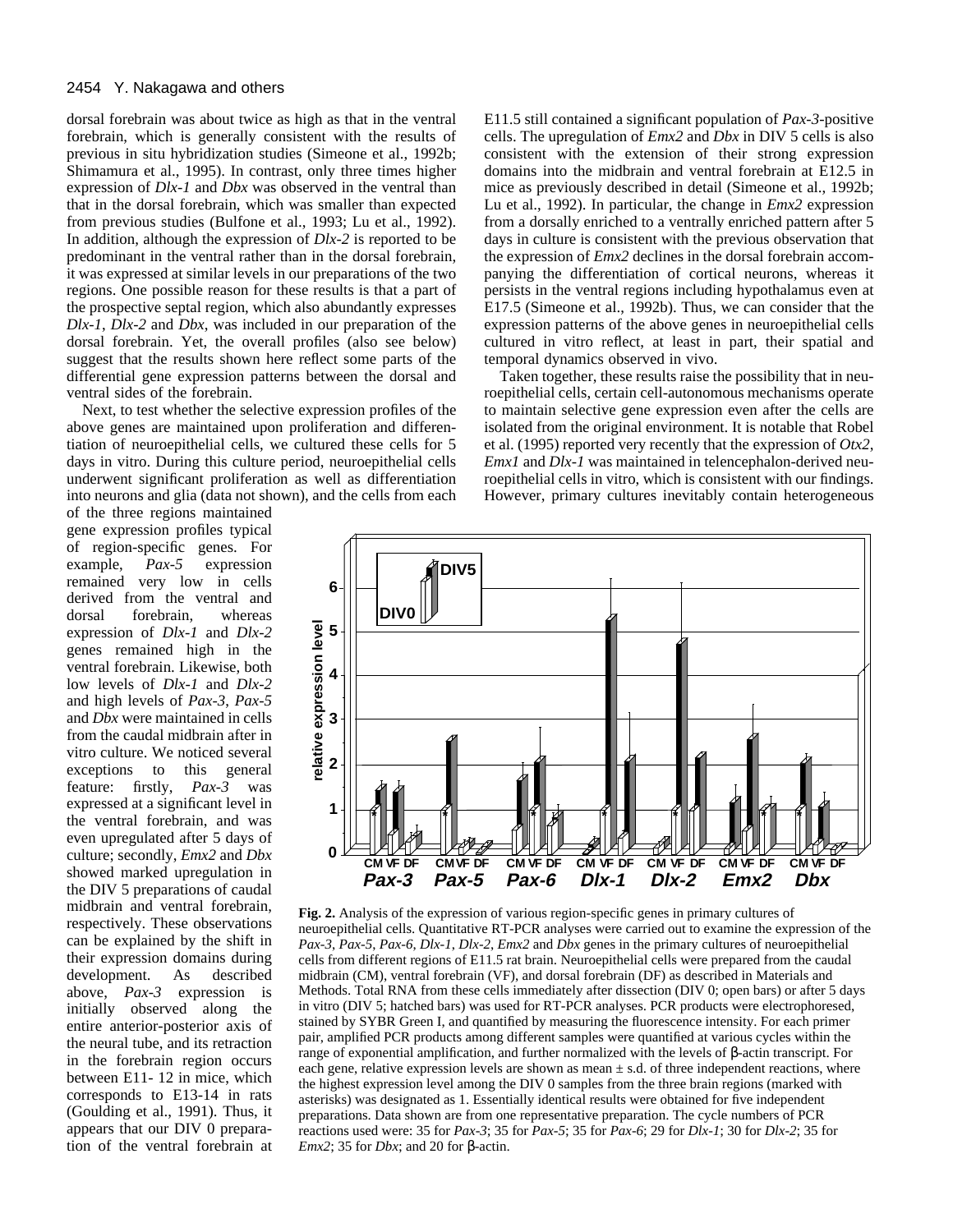dorsal forebrain was about twice as high as that in the ventral forebrain, which is generally consistent with the results of previous in situ hybridization studies (Simeone et al., 1992b; Shimamura et al., 1995). In contrast, only three times higher expression of *Dlx-1* and *Dbx* was observed in the ventral than that in the dorsal forebrain, which was smaller than expected from previous studies (Bulfone et al., 1993; Lu et al., 1992). In addition, although the expression of *Dlx-2* is reported to be predominant in the ventral rather than in the dorsal forebrain, it was expressed at similar levels in our preparations of the two regions. One possible reason for these results is that a part of the prospective septal region, which also abundantly expresses *Dlx-1*, *Dlx-2* and *Dbx*, was included in our preparation of the dorsal forebrain. Yet, the overall profiles (also see below) suggest that the results shown here reflect some parts of the differential gene expression patterns between the dorsal and ventral sides of the forebrain.

Next, to test whether the selective expression profiles of the above genes are maintained upon proliferation and differentiation of neuroepithelial cells, we cultured these cells for 5 days in vitro. During this culture period, neuroepithelial cells underwent significant proliferation as well as differentiation into neurons and glia (data not shown), and the cells from each of the three regions maintained gene expression profiles typical of region-specific genes. For example, *Pax-5* expression remained very low in cells derived from the ventral and dorsal forebrain, whereas expression of *Dlx-1* and *Dlx-2* genes remained high in the ventral forebrain. Likewise, both low levels of *Dlx-1* and *Dlx-2* and high levels of *Pax-3*, *Pax-5* and *Dbx* were maintained in cells from the caudal midbrain after in vitro culture. We noticed several exceptions to this general feature: firstly, *Pax-3* was expressed at a significant level in the ventral forebrain, and was even upregulated after 5 days of culture; secondly, *Emx2* and *Dbx* showed marked upregulation in the DIV 5 preparations of caudal midbrain and ventral forebrain, respectively. These observations can be explained by the shift in their expression domains during development. As described above, *Pax-3* expression is initially observed along the entire anterior-posterior axis of the neural tube, and its retraction in the forebrain region occurs between E11- 12 in mice, which corresponds to E13-14 in rats (Goulding et al., 1991). Thus, it appears that our DIV 0 preparation of the ventral forebrain at E11.5 still contained a significant population of *Pax-3*-positive cells. The upregulation of *Emx2* and *Dbx* in DIV 5 cells is also consistent with the extension of their strong expression domains into the midbrain and ventral forebrain at E12.5 in mice as previously described in detail (Simeone et al., 1992b; Lu et al., 1992). In particular, the change in *Emx2* expression from a dorsally enriched to a ventrally enriched pattern after 5 days in culture is consistent with the previous observation that the expression of *Emx2* declines in the dorsal forebrain accompanying the differentiation of cortical neurons, whereas it persists in the ventral regions including hypothalamus even at E17.5 (Simeone et al., 1992b). Thus, we can consider that the expression patterns of the above genes in neuroepithelial cells cultured in vitro reflect, at least in part, their spatial and temporal dynamics observed in vivo.

Taken together, these results raise the possibility that in neuroepithelial cells, certain cell-autonomous mechanisms operate to maintain selective gene expression even after the cells are isolated from the original environment. It is notable that Robel et al. (1995) reported very recently that the expression of *Otx2*, *Emx1* and *Dlx-1* was maintained in telencephalon-derived neuroepithelial cells in vitro, which is consistent with our findings. However, primary cultures inevitably contain heterogeneous

**Fig. 2.** Analysis of the expression of various region-specific genes in primary cultures of neuroepithelial cells. Quantitative RT-PCR analyses were carried out to examine the expression of the *Pax-3*, *Pax-5*, *Pax-6*, *Dlx-1*, *Dlx-2*, *Emx2* and *Dbx* genes in the primary cultures of neuroepithelial cells from different regions of E11.5 rat brain. Neuroepithelial cells were prepared from the caudal midbrain (CM), ventral forebrain (VF), and dorsal forebrain (DF) as described in Materials and Methods. Total RNA from these cells immediately after dissection (DIV 0; open bars) or after 5 days in vitro (DIV 5; hatched bars) was used for RT-PCR analyses. PCR products were electrophoresed, stained by SYBR Green I, and quantified by measuring the fluorescence intensity. For each primer pair, amplified PCR products among different samples were quantified at various cycles within the range of exponential amplification, and further normalized with the levels of β-actin transcript. For each gene, relative expression levels are shown as mean ± s.d. of three independent reactions, where the highest expression level among the DIV 0 samples from the three brain regions (marked with asterisks) was designated as 1. Essentially identical results were obtained for five independent preparations. Data shown are from one representative preparation. The cycle numbers of PCR reactions used were: 35 for *Pax-3*; 35 for *Pax-5*; 35 for *Pax-6*; 29 for *Dlx-1*; 30 for *Dlx-2*; 35 for *Emx2*; 35 for *Dbx*; and 20 for β-actin.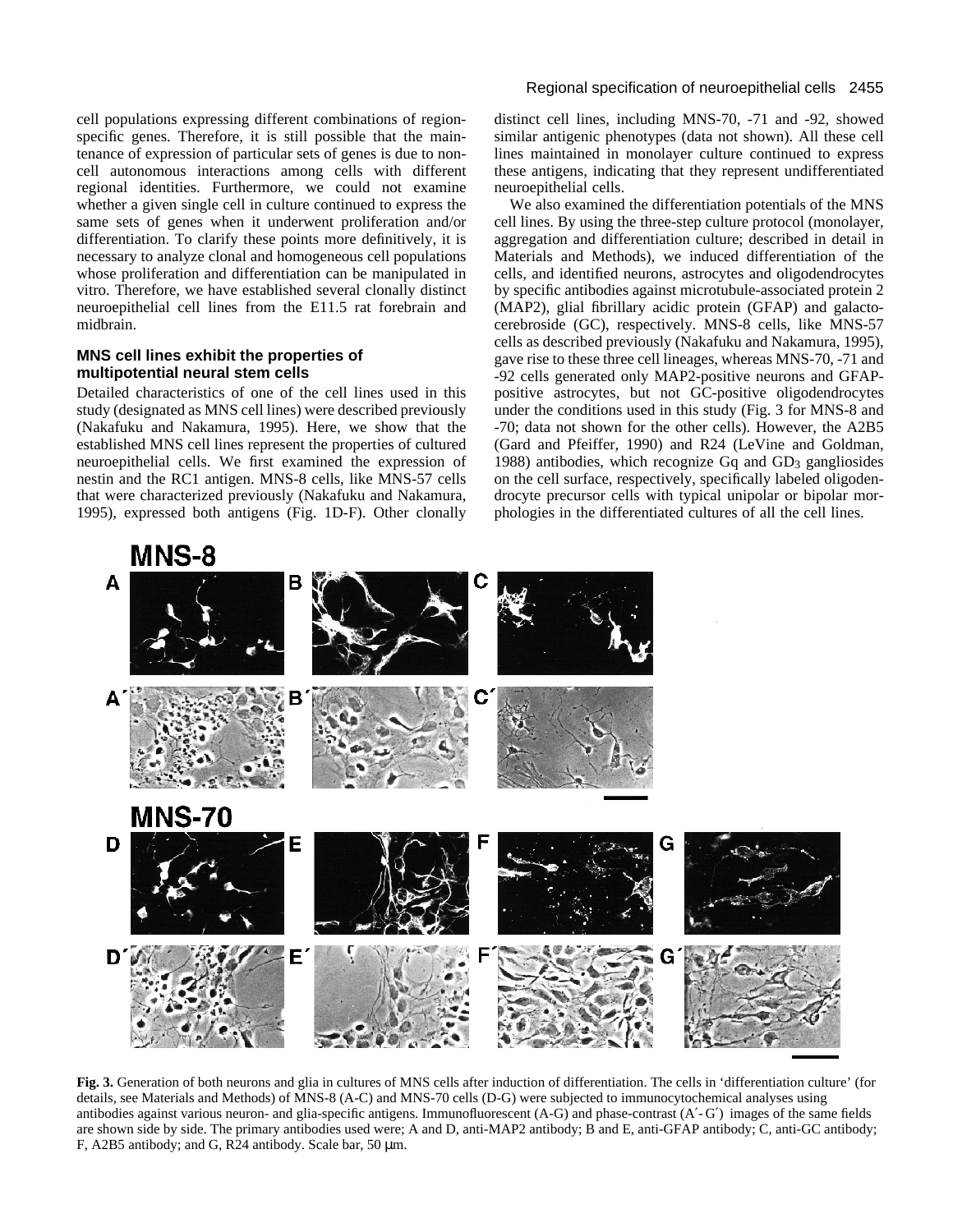cell populations expressing different combinations of region-specific genes. Therefore, it is still possible that the maintenance of expression of particular sets of genes is due to non-cell autonomous interactions among cells with different regional identities. Furthermore, we could not examine whether a given single cell in culture continued to express the same sets of genes when it underwent proliferation and/or differentiation. To clarify these points more definitively, it is necessary to analyze clonal and homogeneous cell populations whose proliferation and differentiation can be manipulated in vitro. Therefore, we have established several clonally distinct neuroepithelial cell lines from the E11.5 rat forebrain and midbrain.

### MNS cell lines exhibit the properties of multipotential neural stem cells

Detailed characteristics of one of the cell lines used in this study (designated as MNS cell lines) were described previously (Nakafuku and Nakamura, 1995). Here, we show that the established MNS cell lines represent the properties of cultured neuroepithelial cells. We first examined the expression of nestin and the RC1 antigen. MNS-8 cells, like MNS-57 cells that were characterized previously (Nakafuku and Nakamura, 1995), expressed both antigens (Fig. 1D-F). Other clonally distinct cell lines, including MNS-70, -71 and -92, showed similar antigenic phenotypes (data not shown). All these cell lines maintained in monolayer culture continued to express these antigens, indicating that they represent undifferentiated neuroepithelial cells.

We also examined the differentiation potentials of the MNS cell lines. By using the three-step culture protocol (monolayer, aggregation and differentiation culture; described in detail in Materials and Methods), we induced differentiation of the cells, and identified neurons, astrocytes and oligodendrocytes by specific antibodies against microtubule-associated protein 2 (MAP2), glial fibrillary acidic protein (GFAP) and galactocerebroside (GC), respectively. MNS-8 cells, like MNS-57 cells as described previously (Nakafuku and Nakamura, 1995), gave rise to these three cell lineages, whereas MNS-70, -71 and -92 cells generated only MAP2-positive neurons and GFAP-positive astrocytes, but not GC-positive oligodendrocytes under the conditions used in this study (Fig. 3 for MNS-8 and -70; data not shown for the other cells). However, the A2B5 (Gard and Pfeiffer, 1990) and R24 (LeVine and Goldman, 1988) antibodies, which recognize Gq and $GD_3$ gangliosides on the cell surface, respectively, specifically labeled oligodendrocyte precursor cells with typical unipolar or bipolar morphologies in the differentiated cultures of all the cell lines.

**Fig. 3.** Generation of both neurons and glia in cultures of MNS cells after induction of differentiation. The cells in 'differentiation culture' (for details, see Materials and Methods) of MNS-8 (A-C) and MNS-70 cells (D-G) were subjected to immunocytochemical analyses using antibodies against various neuron- and glia-specific antigens. Immunofluorescent (A-G) and phase-contrast (A′- G′) images of the same fields are shown side by side. The primary antibodies used were; A and D, anti-MAP2 antibody; B and E, anti-GFAP antibody; C, anti-GC antibody; F, A2B5 antibody; and G, R24 antibody. Scale bar, 50 μm.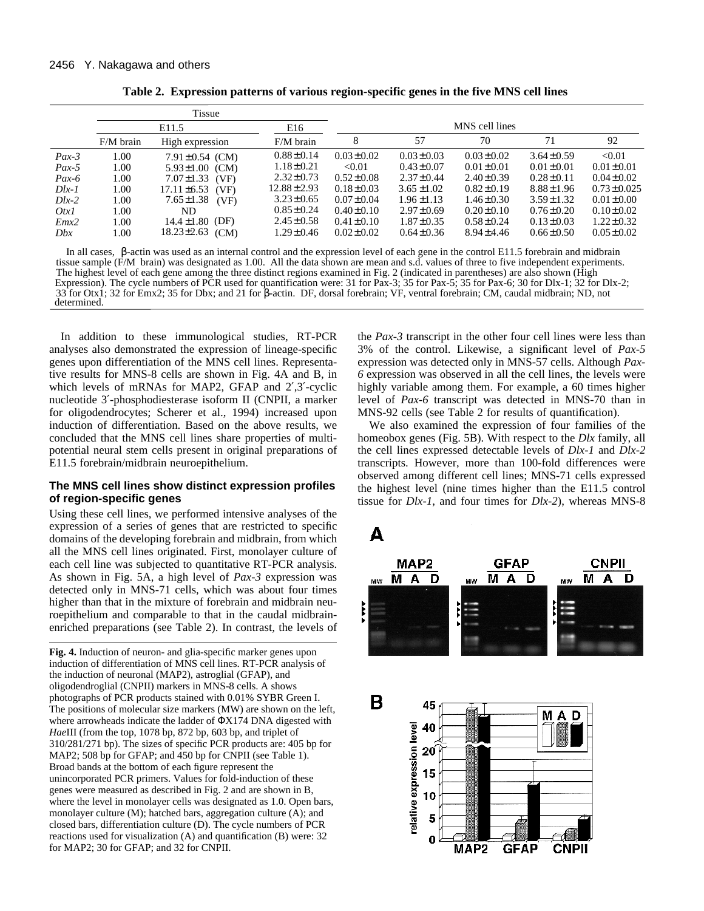**Table 2. Expression patterns of various region-specific genes in the five MNS cell lines**

| | Tissue | | | MNS cell lines | | | | |
|---|---|---|---|---|---|---|---|---|
| | E11.5 | | E16 | | | | | |
| | F/M brain | High expression | F/M brain | 8 | 57 | 70 | 71 | 92 |
| *Pax-3* | 1.00 | 7.91±0.54 (CM) | 0.88±0.14 | 0.03±0.02 | 0.03±0.03 | 0.03±0.02 | 3.64±0.59 | <0.01 |
| *Pax-5* | 1.00 | 5.93±1.00 (CM) | 1.18±0.21 | <0.01 | 0.43±0.07 | 0.01±0.01 | 0.01±0.01 | 0.01±0.01 |
| *Pax-6* | 1.00 | 7.07±1.33 (VF) | 2.32±0.73 | 0.52±0.08 | 2.37±0.44 | 2.40±0.39 | 0.28±0.11 | 0.04±0.02 |
| *Dlx-1* | 1.00 | 17.11±6.53 (VF) | 12.88±2.93 | 0.18±0.03 | 3.65±1.02 | 0.82±0.19 | 8.88±1.96 | 0.73±0.025 |
| *Dlx-2* | 1.00 | 7.65±1.38 (VF) | 3.23±0.65 | 0.07±0.04 | 1.96±1.13 | 1.46±0.30 | 3.59±1.32 | 0.01±0.00 |
| *Otx1* | 1.00 | ND | 0.85±0.24 | 0.40±0.10 | 2.97±0.69 | 0.20±0.10 | 0.76±0.20 | 0.10±0.02 |
| *Emx2* | 1.00 | 14.4±1.80 (DF) | 2.45±0.58 | 0.41±0.10 | 1.87±0.35 | 0.58±0.24 | 0.13±0.03 | 1.22±0.32 |
| *Dbx* | 1.00 | 18.23±2.63 (CM) | 1.29±0.46 | 0.02±0.02 | 0.64±0.36 | 8.94±4.46 | 0.66±0.50 | 0.05±0.02 |

In all cases, β-actin was used as an internal control and the expression level of each gene in the control E11.5 forebrain and midbrain tissue sample (F/M brain) was designated as 1.00. All the data shown are mean and s.d. values of three to five independent experiments. The highest level of each gene among the three distinct regions examined in Fig. 2 (indicated in parentheses) are also shown (High Expression). The cycle numbers of PCR used for quantification were: 31 for Pax-3; 35 for Pax-5; 35 for Pax-6; 30 for Dlx-1; 32 for Dlx-2; 33 for Otx1; 32 for Emx2; 35 for Dbx; and 21 for β-actin. DF, dorsal forebrain; VF, ventral forebrain; CM, caudal midbrain; ND, not determined.

In addition to these immunological studies, RT-PCR analyses also demonstrated the expression of lineage-specific genes upon differentiation of the MNS cell lines. Representative results for MNS-8 cells are shown in Fig. 4A and B, in which levels of mRNAs for MAP2, GFAP and 2′,3′-cyclic nucleotide 3′-phosphodiesterase isoform II (CNPII, a marker for oligodendrocytes; Scherer et al., 1994) increased upon induction of differentiation. Based on the above results, we concluded that the MNS cell lines share properties of multipotential neural stem cells present in original preparations of E11.5 forebrain/midbrain neuroepithelium.

### The MNS cell lines show distinct expression profiles of region-specific genes

Using these cell lines, we performed intensive analyses of the expression of a series of genes that are restricted to specific domains of the developing forebrain and midbrain, from which all the MNS cell lines originated. First, monolayer culture of each cell line was subjected to quantitative RT-PCR analysis. As shown in Fig. 5A, a high level of *Pax-3* expression was detected only in MNS-71 cells, which was about four times higher than that in the mixture of forebrain and midbrain neuroepithelium and comparable to that in the caudal midbrain-enriched preparations (see Table 2). In contrast, the levels of the *Pax-3* transcript in the other four cell lines were less than 3% of the control. Likewise, a significant level of *Pax-5* expression was detected only in MNS-57 cells. Although *Pax-6* expression was observed in all the cell lines, the levels were highly variable among them. For example, a 60 times higher level of *Pax-6* transcript was detected in MNS-70 than in MNS-92 cells (see Table 2 for results of quantification).

We also examined the expression of four families of the homeobox genes (Fig. 5B). With respect to the *Dlx* family, all the cell lines expressed detectable levels of *Dlx-1* and *Dlx-2* transcripts. However, more than 100-fold differences were observed among different cell lines; MNS-71 cells expressed the highest level (nine times higher than the E11.5 control tissue for *Dlx-1*, and four times for *Dlx-2*), whereas MNS-8

**Fig. 4.** Induction of neuron- and glia-specific marker genes upon induction of differentiation of MNS cell lines. RT-PCR analysis of the induction of neuronal (MAP2), astroglial (GFAP), and oligodendroglial (CNPII) markers in MNS-8 cells. A shows photographs of PCR products stained with 0.01% SYBR Green I. The positions of molecular size markers (MW) are shown on the left, where arrowheads indicate the ladder of ΦX174 DNA digested with *Hae*III (from the top, 1078 bp, 872 bp, 603 bp, and triplet of 310/281/271 bp). The sizes of specific PCR products are: 405 bp for MAP2; 508 bp for GFAP; and 450 bp for CNPII (see Table 1). Broad bands at the bottom of each figure represent the unincorporated PCR primers. Values for fold-induction of these genes were measured as described in Fig. 2 and are shown in B, where the level in monolayer cells was designated as 1.0. Open bars, monolayer culture (M); hatched bars, aggregation culture (A); and closed bars, differentiation culture (D). The cycle numbers of PCR reactions used for visualization (A) and quantification (B) were: 32 for MAP2; 30 for GFAP; and 32 for CNPII.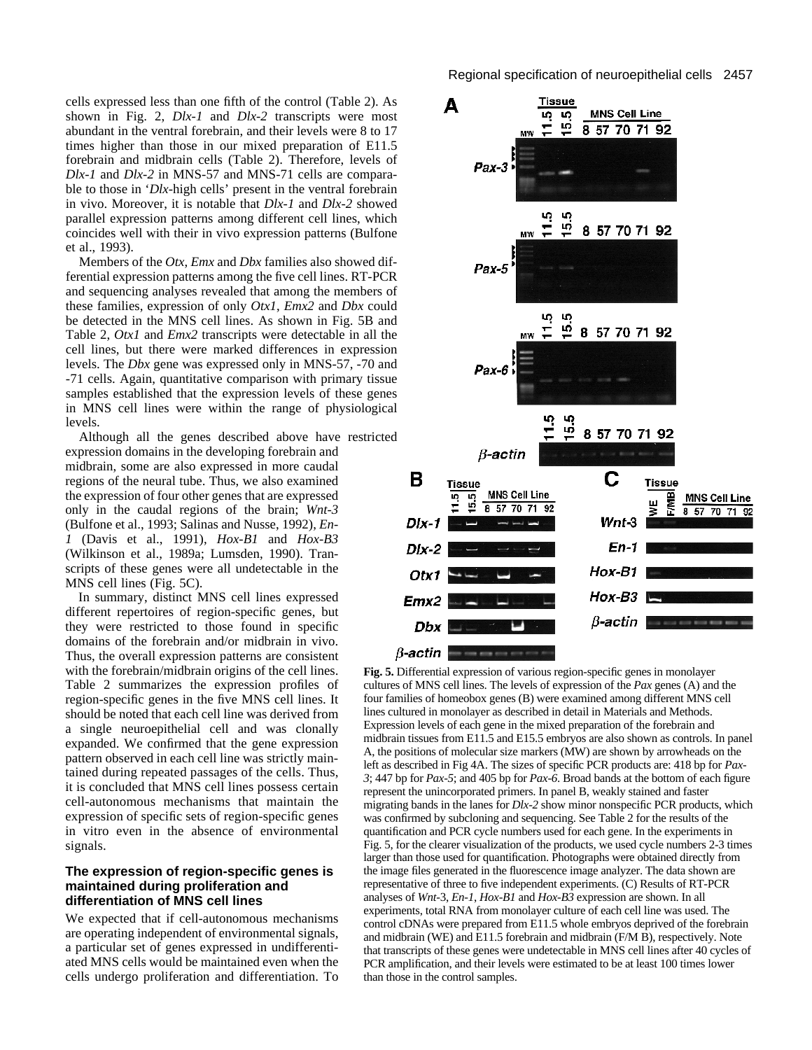cells expressed less than one fifth of the control (Table 2). As shown in Fig. 2, *Dlx-1* and *Dlx-2* transcripts were most abundant in the ventral forebrain, and their levels were 8 to 17 times higher than those in our mixed preparation of E11.5 forebrain and midbrain cells (Table 2). Therefore, levels of *Dlx-1* and *Dlx-2* in MNS-57 and MNS-71 cells are comparable to those in '*Dlx*-high cells' present in the ventral forebrain in vivo. Moreover, it is notable that *Dlx-1* and *Dlx-2* showed parallel expression patterns among different cell lines, which coincides well with their in vivo expression patterns (Bulfone et al., 1993).

Members of the *Otx*, *Emx* and *Dbx* families also showed differential expression patterns among the five cell lines. RT-PCR and sequencing analyses revealed that among the members of these families, expression of only *Otx1*, *Emx2* and *Dbx* could be detected in the MNS cell lines. As shown in Fig. 5B and Table 2, *Otx1* and *Emx2* transcripts were detectable in all the cell lines, but there were marked differences in expression levels. The *Dbx* gene was expressed only in MNS-57, -70 and -71 cells. Again, quantitative comparison with primary tissue samples established that the expression levels of these genes in MNS cell lines were within the range of physiological levels.

Although all the genes described above have restricted expression domains in the developing forebrain and midbrain, some are also expressed in more caudal regions of the neural tube. Thus, we also examined the expression of four other genes that are expressed only in the caudal regions of the brain; *Wnt-3* (Bulfone et al., 1993; Salinas and Nusse, 1992), *En-1* (Davis et al., 1991), *Hox-B1* and *Hox-B3* (Wilkinson et al., 1989a; Lumsden, 1990). Transcripts of these genes were all undetectable in the MNS cell lines (Fig. 5C).

In summary, distinct MNS cell lines expressed different repertoires of region-specific genes, but they were restricted to those found in specific domains of the forebrain and/or midbrain in vivo. Thus, the overall expression patterns are consistent with the forebrain/midbrain origins of the cell lines. Table 2 summarizes the expression profiles of region-specific genes in the five MNS cell lines. It should be noted that each cell line was derived from a single neuroepithelial cell and was clonally expanded. We confirmed that the gene expression pattern observed in each cell line was strictly maintained during repeated passages of the cells. Thus, it is concluded that MNS cell lines possess certain cell-autonomous mechanisms that maintain the expression of specific sets of region-specific genes in vitro even in the absence of environmental signals.

### The expression of region-specific genes is maintained during proliferation and differentiation of MNS cell lines

We expected that if cell-autonomous mechanisms are operating independent of environmental signals, a particular set of genes expressed in undifferentiated MNS cells would be maintained even when the cells undergo proliferation and differentiation. To

**Fig. 5.** Differential expression of various region-specific genes in monolayer cultures of MNS cell lines. The levels of expression of the *Pax* genes (A) and the four families of homeobox genes (B) were examined among different MNS cell lines cultured in monolayer as described in detail in Materials and Methods. Expression levels of each gene in the mixed preparation of the forebrain and midbrain tissues from E11.5 and E15.5 embryos are also shown as controls. In panel A, the positions of molecular size markers (MW) are shown by arrowheads on the left as described in Fig 4A. The sizes of specific PCR products are: 418 bp for *Pax-3*; 447 bp for *Pax-5*; and 405 bp for *Pax-6*. Broad bands at the bottom of each figure represent the unincorporated primers. In panel B, weakly stained and faster migrating bands in the lanes for *Dlx-2* show minor nonspecific PCR products, which was confirmed by subcloning and sequencing. See Table 2 for the results of the quantification and PCR cycle numbers used for each gene. In the experiments in Fig. 5, for the clearer visualization of the products, we used cycle numbers 2-3 times larger than those used for quantification. Photographs were obtained directly from the image files generated in the fluorescence image analyzer. The data shown are representative of three to five independent experiments. (C) Results of RT-PCR analyses of *Wnt-3*, *En-1*, *Hox-B1* and *Hox-B3* expression are shown. In all experiments, total RNA from monolayer culture of each cell line was used. The control cDNAs were prepared from E11.5 whole embryos deprived of the forebrain and midbrain (WE) and E11.5 forebrain and midbrain (F/M B), respectively. Note that transcripts of these genes were undetectable in MNS cell lines after 40 cycles of PCR amplification, and their levels were estimated to be at least 100 times lower than those in the control samples.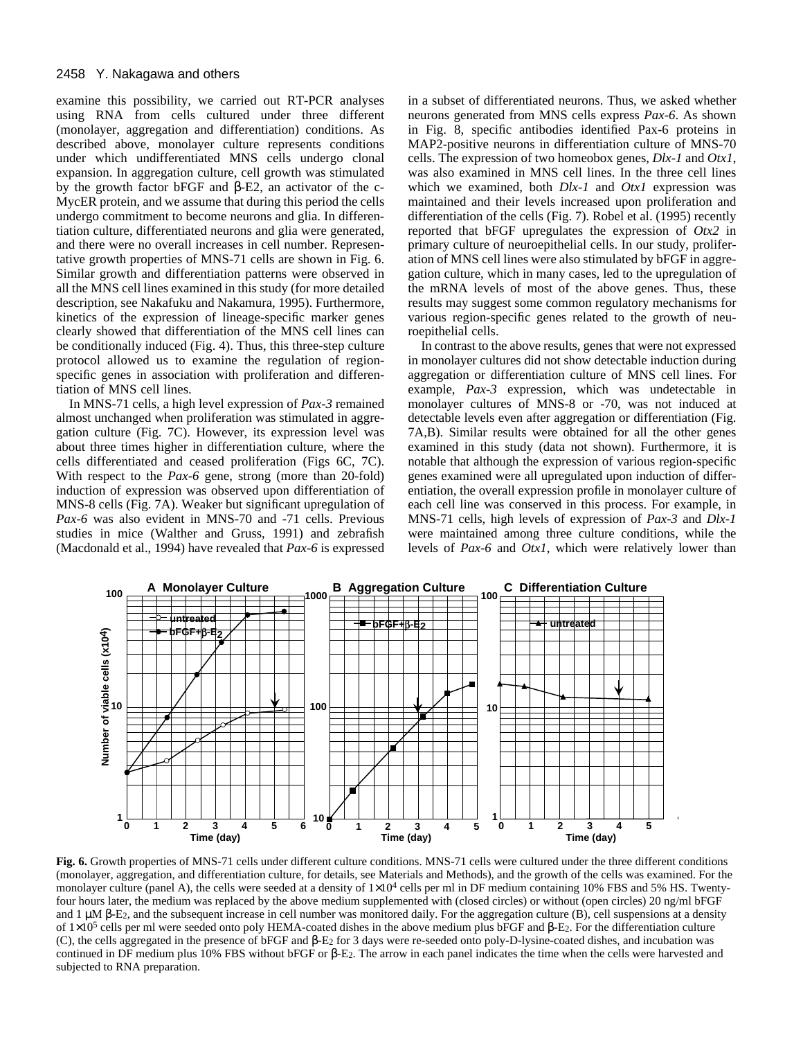examine this possibility, we carried out RT-PCR analyses using RNA from cells cultured under three different (monolayer, aggregation and differentiation) conditions. As described above, monolayer culture represents conditions under which undifferentiated MNS cells undergo clonal expansion. In aggregation culture, cell growth was stimulated by the growth factor bFGF and β-E2, an activator of the c-MycER protein, and we assume that during this period the cells undergo commitment to become neurons and glia. In differentiation culture, differentiated neurons and glia were generated, and there were no overall increases in cell number. Representative growth properties of MNS-71 cells are shown in Fig. 6. Similar growth and differentiation patterns were observed in all the MNS cell lines examined in this study (for more detailed description, see Nakafuku and Nakamura, 1995). Furthermore, kinetics of the expression of lineage-specific marker genes clearly showed that differentiation of the MNS cell lines can be conditionally induced (Fig. 4). Thus, this three-step culture protocol allowed us to examine the regulation of region-specific genes in association with proliferation and differentiation of MNS cell lines.

In MNS-71 cells, a high level expression of *Pax-3* remained almost unchanged when proliferation was stimulated in aggregation culture (Fig. 7C). However, its expression level was about three times higher in differentiation culture, where the cells differentiated and ceased proliferation (Figs 6C, 7C). With respect to the *Pax-6* gene, strong (more than 20-fold) induction of expression was observed upon differentiation of MNS-8 cells (Fig. 7A). Weaker but significant upregulation of *Pax-6* was also evident in MNS-70 and -71 cells. Previous studies in mice (Walther and Gruss, 1991) and zebrafish (Macdonald et al., 1994) have revealed that *Pax-6* is expressed in a subset of differentiated neurons. Thus, we asked whether neurons generated from MNS cells express *Pax-6*. As shown in Fig. 8, specific antibodies identified Pax-6 proteins in MAP2-positive neurons in differentiation culture of MNS-70 cells. The expression of two homeobox genes, *Dlx-1* and *Otx1*, was also examined in MNS cell lines. In the three cell lines which we examined, both *Dlx-1* and *Otx1* expression was maintained and their levels increased upon proliferation and differentiation of the cells (Fig. 7). Robel et al. (1995) recently reported that bFGF upregulates the expression of *Otx2* in primary culture of neuroepithelial cells. In our study, proliferation of MNS cell lines were also stimulated by bFGF in aggregation culture, which in many cases, led to the upregulation of the mRNA levels of most of the above genes. Thus, these results may suggest some common regulatory mechanisms for various region-specific genes related to the growth of neuroepithelial cells.

In contrast to the above results, genes that were not expressed in monolayer cultures did not show detectable induction during aggregation or differentiation culture of MNS cell lines. For example, *Pax-3* expression, which was undetectable in monolayer cultures of MNS-8 or -70, was not induced at detectable levels even after aggregation or differentiation (Fig. 7A,B). Similar results were obtained for all the other genes examined in this study (data not shown). Furthermore, it is notable that although the expression of various region-specific genes examined were all upregulated upon induction of differentiation, the overall expression profile in monolayer culture of each cell line was conserved in this process. For example, in MNS-71 cells, high levels of expression of *Pax-3* and *Dlx-1* were maintained among three culture conditions, while the levels of *Pax-6* and *Otx1*, which were relatively lower than

**Fig. 6.** Growth properties of MNS-71 cells under different culture conditions. MNS-71 cells were cultured under the three different conditions (monolayer, aggregation, and differentiation culture, for details, see Materials and Methods), and the growth of the cells was examined. For the monolayer culture (panel A), the cells were seeded at a density of $1\times10^4$ cells per ml in DF medium containing 10% FBS and 5% HS. Twenty-four hours later, the medium was replaced by the above medium supplemented with (closed circles) or without (open circles) 20 ng/ml bFGF and 1 μM β-$E_2$, and the subsequent increase in cell number was monitored daily. For the aggregation culture (B), cell suspensions at a density of $1\times10^5$ cells per ml were seeded onto poly HEMA-coated dishes in the above medium plus bFGF and β-$E_2$. For the differentiation culture (C), the cells aggregated in the presence of bFGF and β-$E_2$ for 3 days were re-seeded onto poly-D-lysine-coated dishes, and incubation was continued in DF medium plus 10% FBS without bFGF or β-$E_2$. The arrow in each panel indicates the time when the cells were harvested and subjected to RNA preparation.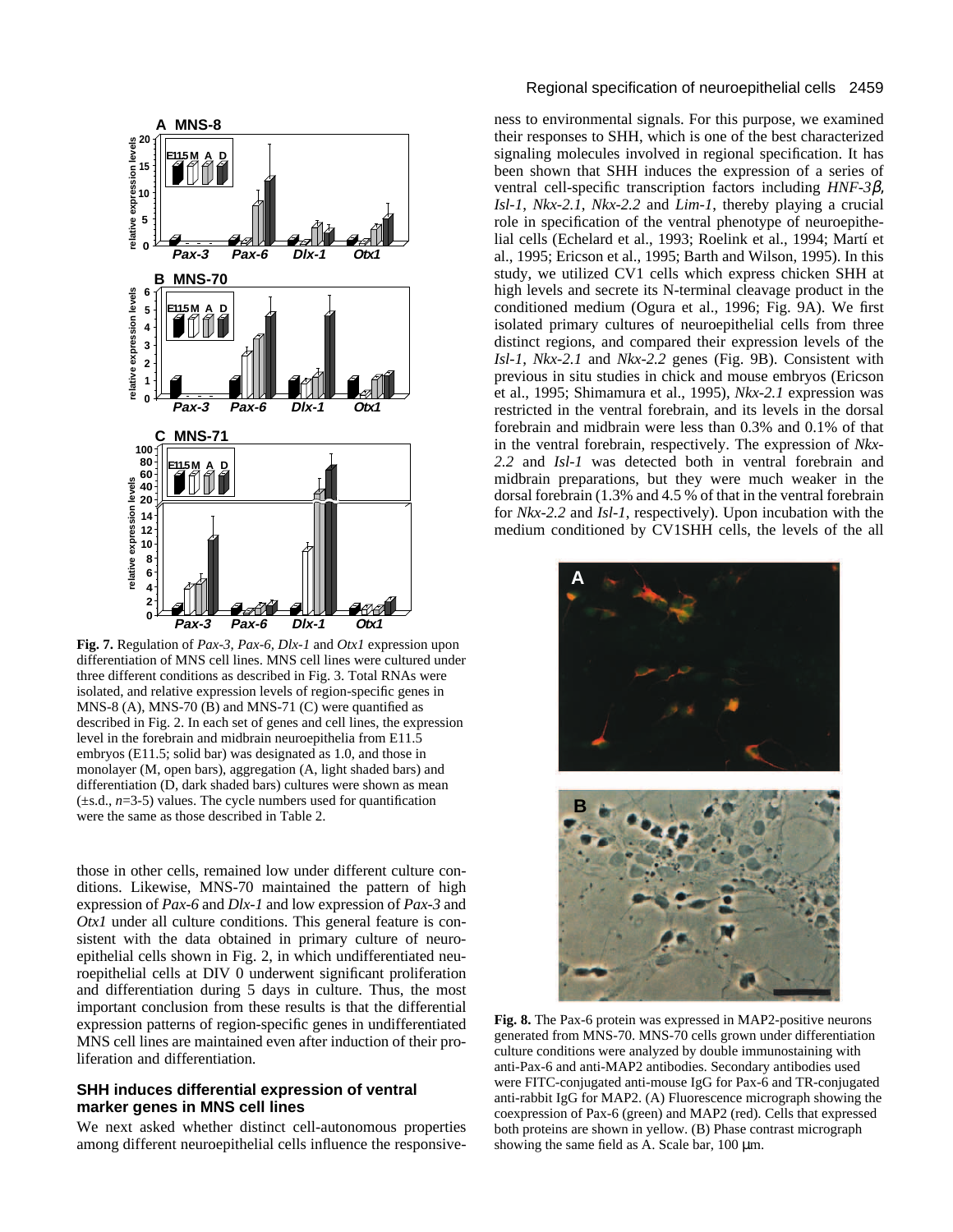**Fig. 7.** Regulation of *Pax-3, Pax-6, Dlx-1* and *Otx1* expression upon differentiation of MNS cell lines. MNS cell lines were cultured under three different conditions as described in Fig. 3. Total RNAs were isolated, and relative expression levels of region-specific genes in MNS-8 (A), MNS-70 (B) and MNS-71 (C) were quantified as described in Fig. 2. In each set of genes and cell lines, the expression level in the forebrain and midbrain neuroepithelia from E11.5 embryos (E11.5; solid bar) was designated as 1.0, and those in monolayer (M, open bars), aggregation (A, light shaded bars) and differentiation (D, dark shaded bars) cultures were shown as mean (±s.d., *n*=3-5) values. The cycle numbers used for quantification were the same as those described in Table 2.

those in other cells, remained low under different culture conditions. Likewise, MNS-70 maintained the pattern of high expression of *Pax-6* and *Dlx-1* and low expression of *Pax-3* and *Otx1* under all culture conditions. This general feature is consistent with the data obtained in primary culture of neuroepithelial cells shown in Fig. 2, in which undifferentiated neuroepithelial cells at DIV 0 underwent significant proliferation and differentiation during 5 days in culture. Thus, the most important conclusion from these results is that the differential expression patterns of region-specific genes in undifferentiated MNS cell lines are maintained even after induction of their proliferation and differentiation.

## SHH induces differential expression of ventral marker genes in MNS cell lines

We next asked whether distinct cell-autonomous properties among different neuroepithelial cells influence the responsiveness to environmental signals. For this purpose, we examined their responses to SHH, which is one of the best characterized signaling molecules involved in regional specification. It has been shown that SHH induces the expression of a series of ventral cell-specific transcription factors including *HNF-3β, Isl-1*, *Nkx-2.1*, *Nkx-2.2* and *Lim-1*, thereby playing a crucial role in specification of the ventral phenotype of neuroepithelial cells (Echelard et al., 1993; Roelink et al., 1994; Martí et al., 1995; Ericson et al., 1995; Barth and Wilson, 1995). In this study, we utilized CV1 cells which express chicken SHH at high levels and secrete its N-terminal cleavage product in the conditioned medium (Ogura et al., 1996; Fig. 9A). We first isolated primary cultures of neuroepithelial cells from three distinct regions, and compared their expression levels of the *Isl-1*, *Nkx-2.1* and *Nkx-2.2* genes (Fig. 9B). Consistent with previous in situ studies in chick and mouse embryos (Ericson et al., 1995; Shimamura et al., 1995), *Nkx-2.1* expression was restricted in the ventral forebrain, and its levels in the dorsal forebrain and midbrain were less than 0.3% and 0.1% of that in the ventral forebrain, respectively. The expression of *Nkx-2.2* and *Isl-1* was detected both in ventral forebrain and midbrain preparations, but they were much weaker in the dorsal forebrain (1.3% and 4.5 % of that in the ventral forebrain for *Nkx-2.2* and *Isl-1*, respectively). Upon incubation with the medium conditioned by CV1SHH cells, the levels of the all

**Fig. 8.** The Pax-6 protein was expressed in MAP2-positive neurons generated from MNS-70. MNS-70 cells grown under differentiation culture conditions were analyzed by double immunostaining with anti-Pax-6 and anti-MAP2 antibodies. Secondary antibodies used were FITC-conjugated anti-mouse IgG for Pax-6 and TR-conjugated anti-rabbit IgG for MAP2. (A) Fluorescence micrograph showing the coexpression of Pax-6 (green) and MAP2 (red). Cells that expressed both proteins are shown in yellow. (B) Phase contrast micrograph showing the same field as A. Scale bar, 100 μm.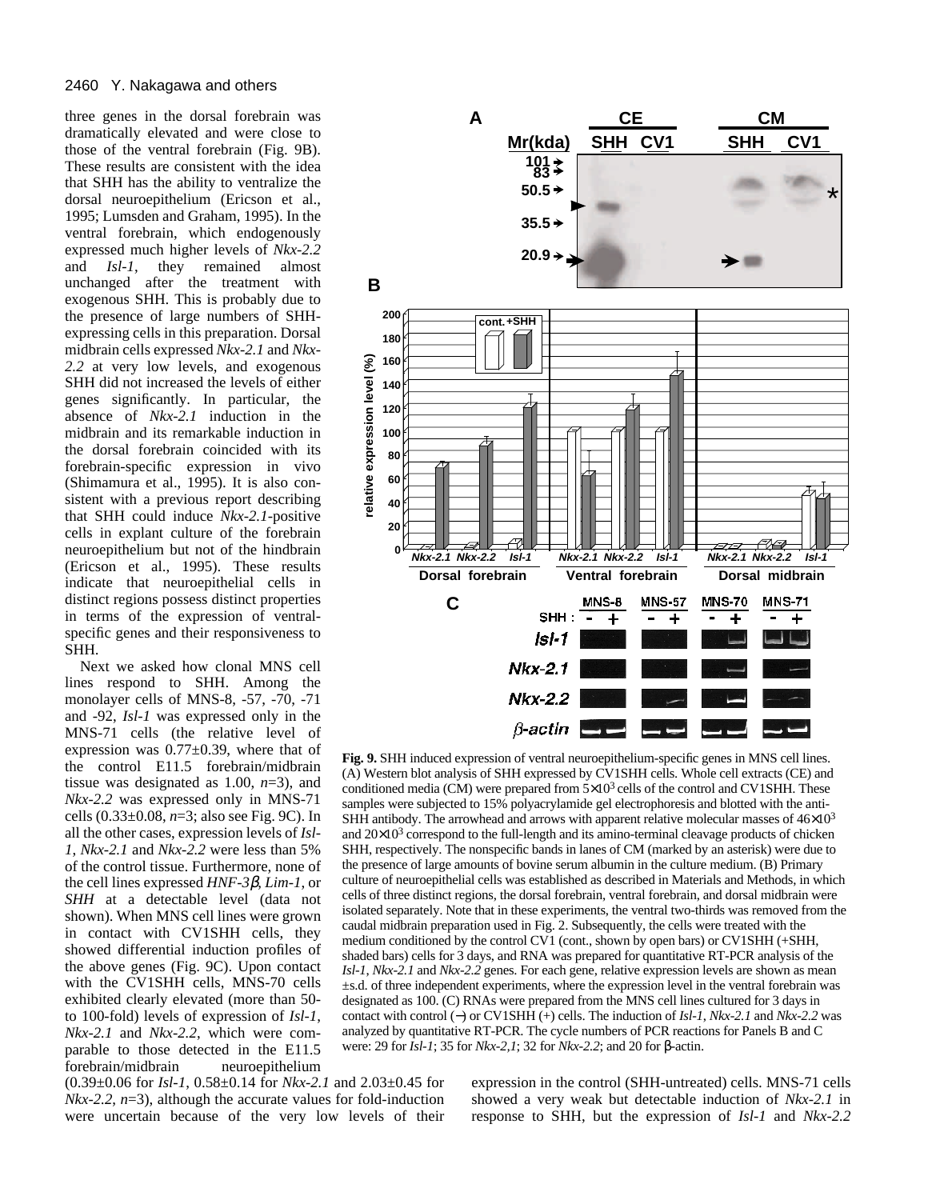three genes in the dorsal forebrain was dramatically elevated and were close to those of the ventral forebrain (Fig. 9B). These results are consistent with the idea that SHH has the ability to ventralize the dorsal neuroepithelium (Ericson et al., 1995; Lumsden and Graham, 1995). In the ventral forebrain, which endogenously expressed much higher levels of *Nkx-2.2* and *Isl-1*, they remained almost unchanged after the treatment with exogenous SHH. This is probably due to the presence of large numbers of SHH-expressing cells in this preparation. Dorsal midbrain cells expressed *Nkx-2.1* and *Nkx-2.2* at very low levels, and exogenous SHH did not increase the levels of either genes significantly. In particular, the absence of *Nkx-2.1* induction in the midbrain and its remarkable induction in the dorsal forebrain coincided with its forebrain-specific expression in vivo (Shimamura et al., 1995). It is also consistent with a previous report describing that SHH could induce *Nkx-2.1*-positive cells in explant culture of the forebrain neuroepithelium but not of the hindbrain (Ericson et al., 1995). These results indicate that neuroepithelial cells in distinct regions possess distinct properties in terms of the expression of ventral-specific genes and their responsiveness to SHH.

Next we asked how clonal MNS cell lines respond to SHH. Among the monolayer cells of MNS-8, -57, -70, -71 and -92, *Isl-1* was expressed only in the MNS-71 cells (the relative level of expression was 0.77±0.39, where that of the control E11.5 forebrain/midbrain tissue was designated as 1.00, *n*=3), and *Nkx-2.2* was expressed only in MNS-71 cells (0.33±0.08, *n*=3; also see Fig. 9C). In all the other cases, expression levels of *Isl-1*, *Nkx-2.1* and *Nkx-2.2* were less than 5% of the control tissue. Furthermore, none of the cell lines expressed *HNF-3β*, *Lim-1*, or *SHH* at a detectable level (data not shown). When MNS cell lines were grown in contact with CV1SHH cells, they showed differential induction profiles of the above genes (Fig. 9C). Upon contact with the CV1SHH cells, MNS-70 cells exhibited clearly elevated (more than 50- to 100-fold) levels of expression of *Isl-1*, *Nkx-2.1* and *Nkx-2.2*, which were comparable to those detected in the E11.5 forebrain/midbrain neuroepithelium (0.39±0.06 for *Isl-1*, 0.58±0.14 for *Nkx-2.1* and 2.03±0.45 for *Nkx-2.2*, *n*=3), although the accurate values for fold-induction were uncertain because of the very low levels of their expression in the control (SHH-untreated) cells. MNS-71 cells showed a very weak but detectable induction of *Nkx-2.1* in response to SHH, but the expression of *Isl-1* and *Nkx-2.2*

**Fig. 9.** SHH induced expression of ventral neuroepithelium-specific genes in MNS cell lines. (A) Western blot analysis of SHH expressed by CV1SHH cells. Whole cell extracts (CE) and conditioned media (CM) were prepared from $5\times10^3$ cells of the control and CV1SHH. These samples were subjected to 15% polyacrylamide gel electrophoresis and blotted with the anti-SHH antibody. The arrowhead and arrows with apparent relative molecular masses of $46\times10^3$ and $20\times10^3$ correspond to the full-length and its amino-terminal cleavage products of chicken SHH, respectively. The nonspecific bands in lanes of CM (marked by an asterisk) were due to the presence of large amounts of bovine serum albumin in the culture medium. (B) Primary culture of neuroepithelial cells was established as described in Materials and Methods, in which cells of three distinct regions, the dorsal forebrain, ventral forebrain, and dorsal midbrain were isolated separately. Note that in these experiments, the ventral two-thirds was removed from the caudal midbrain preparation used in Fig. 2. Subsequently, the cells were treated with the medium conditioned by the control CV1 (cont., shown by open bars) or CV1SHH (+SHH, shaded bars) cells for 3 days, and RNA was prepared for quantitative RT-PCR analysis of the *Isl-1*, *Nkx-2.1* and *Nkx-2.2* genes. For each gene, relative expression levels are shown as mean ±s.d. of three independent experiments, where the expression level in the ventral forebrain was designated as 100. (C) RNAs were prepared from the MNS cell lines cultured for 3 days in contact with control (−) or CV1SHH (+) cells. The induction of *Isl-1*, *Nkx-2.1* and *Nkx-2.2* was analyzed by quantitative RT-PCR. The cycle numbers of PCR reactions for Panels B and C were: 29 for *Isl-1*; 35 for *Nkx-2,1*; 32 for *Nkx-2.2*; and 20 for β-actin.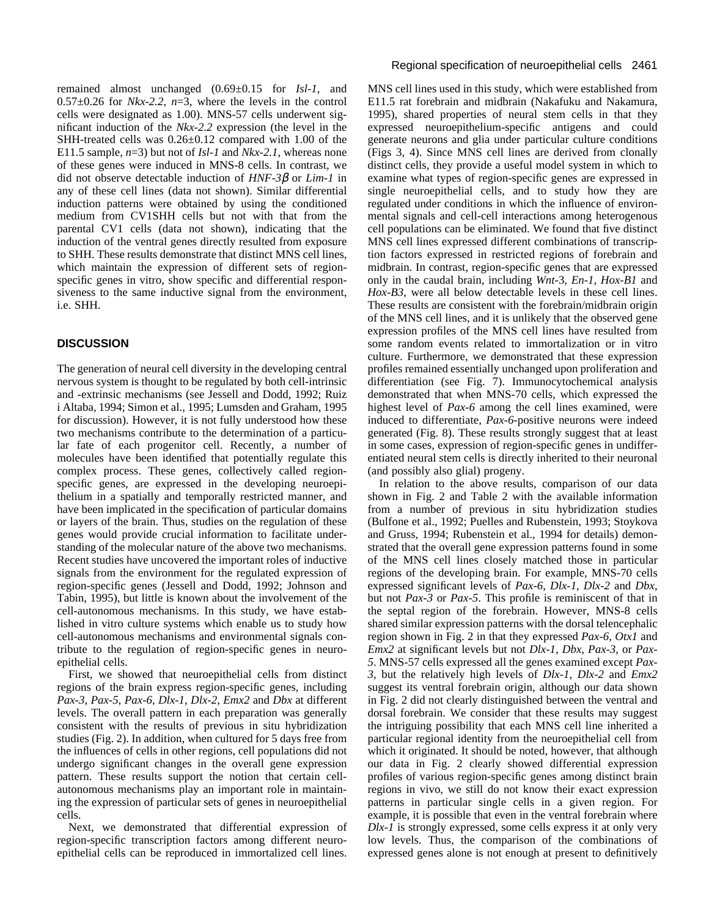remained almost unchanged (0.69±0.15 for *Isl-1*, and 0.57±0.26 for *Nkx-2.2*, *n*=3, where the levels in the control cells were designated as 1.00). MNS-57 cells underwent significant induction of the *Nkx-2.2* expression (the level in the SHH-treated cells was 0.26±0.12 compared with 1.00 of the E11.5 sample, *n*=3) but not of *Isl-1* and *Nkx-2.1*, whereas none of these genes were induced in MNS-8 cells. In contrast, we did not observe detectable induction of *HNF-3β* or *Lim-1* in any of these cell lines (data not shown). Similar differential induction patterns were obtained by using the conditioned medium from CV1SHH cells but not with that from the parental CV1 cells (data not shown), indicating that the induction of the ventral genes directly resulted from exposure to SHH. These results demonstrate that distinct MNS cell lines, which maintain the expression of different sets of region-specific genes in vitro, show specific and differential responsiveness to the same inductive signal from the environment, i.e. SHH.

## DISCUSSION

The generation of neural cell diversity in the developing central nervous system is thought to be regulated by both cell-intrinsic and -extrinsic mechanisms (see Jessell and Dodd, 1992; Ruiz i Altaba, 1994; Simon et al., 1995; Lumsden and Graham, 1995 for discussion). However, it is not fully understood how these two mechanisms contribute to the determination of a particular fate of each progenitor cell. Recently, a number of molecules have been identified that potentially regulate this complex process. These genes, collectively called region-specific genes, are expressed in the developing neuroepithelium in a spatially and temporally restricted manner, and have been implicated in the specification of particular domains or layers of the brain. Thus, studies on the regulation of these genes would provide crucial information to facilitate understanding of the molecular nature of the above two mechanisms. Recent studies have uncovered the important roles of inductive signals from the environment for the regulated expression of region-specific genes (Jessell and Dodd, 1992; Johnson and Tabin, 1995), but little is known about the involvement of the cell-autonomous mechanisms. In this study, we have established in vitro culture systems which enable us to study how cell-autonomous mechanisms and environmental signals contribute to the regulation of region-specific genes in neuroepithelial cells.

First, we showed that neuroepithelial cells from distinct regions of the brain express region-specific genes, including *Pax-3*, *Pax-5*, *Pax-6*, *Dlx-1*, *Dlx-2*, *Emx2* and *Dbx* at different levels. The overall pattern in each preparation was generally consistent with the results of previous in situ hybridization studies (Fig. 2). In addition, when cultured for 5 days free from the influences of cells in other regions, cell populations did not undergo significant changes in the overall gene expression pattern. These results support the notion that certain cell-autonomous mechanisms play an important role in maintaining the expression of particular sets of genes in neuroepithelial cells.

Next, we demonstrated that differential expression of region-specific transcription factors among different neuroepithelial cells can be reproduced in immortalized cell lines. MNS cell lines used in this study, which were established from E11.5 rat forebrain and midbrain (Nakafuku and Nakamura, 1995), shared properties of neural stem cells in that they expressed neuroepithelium-specific antigens and could generate neurons and glia under particular culture conditions (Figs 3, 4). Since MNS cell lines are derived from clonally distinct cells, they provide a useful model system in which to examine what types of region-specific genes are expressed in single neuroepithelial cells, and to study how they are regulated under conditions in which the influence of environmental signals and cell-cell interactions among heterogenous cell populations can be eliminated. We found that five distinct MNS cell lines expressed different combinations of transcription factors expressed in restricted regions of forebrain and midbrain. In contrast, region-specific genes that are expressed only in the caudal brain, including *Wnt-3*, *En-1*, *Hox-B1* and *Hox-B3*, were all below detectable levels in these cell lines. These results are consistent with the forebrain/midbrain origin of the MNS cell lines, and it is unlikely that the observed gene expression profiles of the MNS cell lines have resulted from some random events related to immortalization or in vitro culture. Furthermore, we demonstrated that these expression profiles remained essentially unchanged upon proliferation and differentiation (see Fig. 7). Immunocytochemical analysis demonstrated that when MNS-70 cells, which expressed the highest level of *Pax-6* among the cell lines examined, were induced to differentiate, *Pax-6*-positive neurons were indeed generated (Fig. 8). These results strongly suggest that at least in some cases, expression of region-specific genes in undifferentiated neural stem cells is directly inherited to their neuronal (and possibly also glial) progeny.

In relation to the above results, comparison of our data shown in Fig. 2 and Table 2 with the available information from a number of previous in situ hybridization studies (Bulfone et al., 1992; Puelles and Rubenstein, 1993; Stoykova and Gruss, 1994; Rubenstein et al., 1994 for details) demonstrated that the overall gene expression patterns found in some of the MNS cell lines closely matched those in particular regions of the developing brain. For example, MNS-70 cells expressed significant levels of *Pax-6*, *Dlx-1*, *Dlx-2* and *Dbx*, but not *Pax-3* or *Pax-5*. This profile is reminiscent of that in the septal region of the forebrain. However, MNS-8 cells shared similar expression patterns with the dorsal telencephalic region shown in Fig. 2 in that they expressed *Pax-6*, *Otx1* and *Emx2* at significant levels but not *Dlx-1*, *Dbx*, *Pax-3*, or *Pax-5*. MNS-57 cells expressed all the genes examined except *Pax-3*, but the relatively high levels of *Dlx-1*, *Dlx-2* and *Emx2* suggest its ventral forebrain origin, although our data shown in Fig. 2 did not clearly distinguished between the ventral and dorsal forebrain. We consider that these results may suggest the intriguing possibility that each MNS cell line inherited a particular regional identity from the neuroepithelial cell from which it originated. It should be noted, however, that although our data in Fig. 2 clearly showed differential expression profiles of various region-specific genes among distinct brain regions in vivo, we still do not know their exact expression patterns in particular single cells in a given region. For example, it is possible that even in the ventral forebrain where *Dlx-1* is strongly expressed, some cells express it at only very low levels. Thus, the comparison of the combinations of expressed genes alone is not enough at present to definitively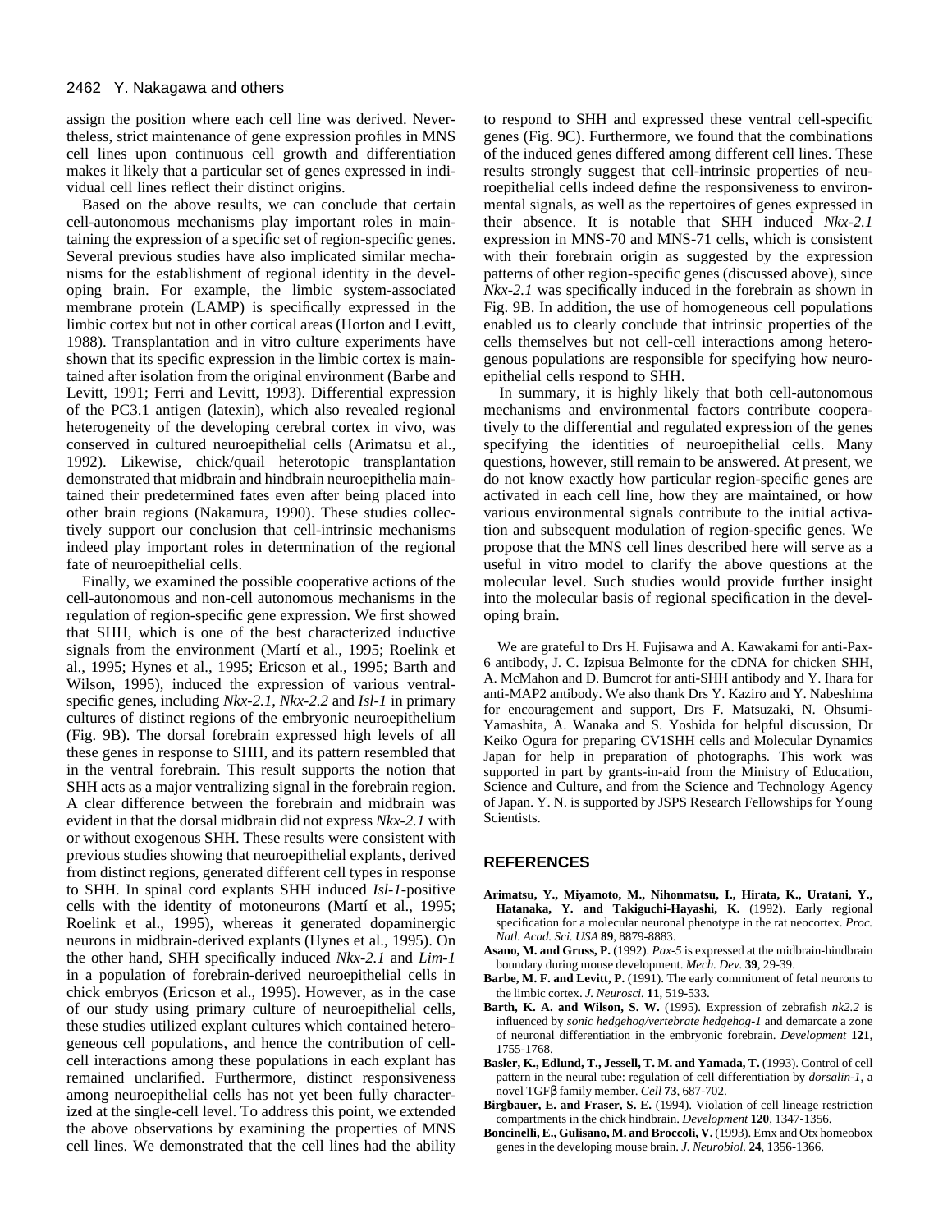assign the position where each cell line was derived. Nevertheless, strict maintenance of gene expression profiles in MNS cell lines upon continuous cell growth and differentiation makes it likely that a particular set of genes expressed in individual cell lines reflect their distinct origins.

Based on the above results, we can conclude that certain cell-autonomous mechanisms play important roles in maintaining the expression of a specific set of region-specific genes. Several previous studies have also implicated similar mechanisms for the establishment of regional identity in the developing brain. For example, the limbic system-associated membrane protein (LAMP) is specifically expressed in the limbic cortex but not in other cortical areas (Horton and Levitt, 1988). Transplantation and in vitro culture experiments have shown that its specific expression in the limbic cortex is maintained after isolation from the original environment (Barbe and Levitt, 1991; Ferri and Levitt, 1993). Differential expression of the PC3.1 antigen (latexin), which also revealed regional heterogeneity of the developing cerebral cortex in vivo, was conserved in cultured neuroepithelial cells (Arimatsu et al., 1992). Likewise, chick/quail heterotopic transplantation demonstrated that midbrain and hindbrain neuroepithelia maintained their predetermined fates even after being placed into other brain regions (Nakamura, 1990). These studies collectively support our conclusion that cell-intrinsic mechanisms indeed play important roles in determination of the regional fate of neuroepithelial cells.

Finally, we examined the possible cooperative actions of the cell-autonomous and non-cell autonomous mechanisms in the regulation of region-specific gene expression. We first showed that SHH, which is one of the best characterized inductive signals from the environment (Martí et al., 1995; Roelink et al., 1995; Hynes et al., 1995; Ericson et al., 1995; Barth and Wilson, 1995), induced the expression of various ventral-specific genes, including *Nkx-2.1*, *Nkx-2.2* and *Isl-1* in primary cultures of distinct regions of the embryonic neuroepithelium (Fig. 9B). The dorsal forebrain expressed high levels of all these genes in response to SHH, and its pattern resembled that in the ventral forebrain. This result supports the notion that SHH acts as a major ventralizing signal in the forebrain region. A clear difference between the forebrain and midbrain was evident in that the dorsal midbrain did not express *Nkx-2.1* with or without exogenous SHH. These results were consistent with previous studies showing that neuroepithelial explants, derived from distinct regions, generated different cell types in response to SHH. In spinal cord explants SHH induced *Isl-1*-positive cells with the identity of motoneurons (Martí et al., 1995; Roelink et al., 1995), whereas it generated dopaminergic neurons in midbrain-derived explants (Hynes et al., 1995). On the other hand, SHH specifically induced *Nkx-2.1* and *Lim-1* in a population of forebrain-derived neuroepithelial cells in chick embryos (Ericson et al., 1995). However, as in the case of our study using primary culture of neuroepithelial cells, these studies utilized explant cultures which contained heterogeneous cell populations, and hence the contribution of cell-cell interactions among these populations in each explant has remained unclarified. Furthermore, distinct responsiveness among neuroepithelial cells has not yet been fully characterized at the single-cell level. To address this point, we extended the above observations by examining the properties of MNS cell lines. We demonstrated that the cell lines had the ability to respond to SHH and expressed these ventral cell-specific genes (Fig. 9C). Furthermore, we found that the combinations of the induced genes differed among different cell lines. These results strongly suggest that cell-intrinsic properties of neuroepithelial cells indeed define the responsiveness to environmental signals, as well as the repertoires of genes expressed in their absence. It is notable that SHH induced *Nkx-2.1* expression in MNS-70 and MNS-71 cells, which is consistent with their forebrain origin as suggested by the expression patterns of other region-specific genes (discussed above), since *Nkx-2.1* was specifically induced in the forebrain as shown in Fig. 9B. In addition, the use of homogeneous cell populations enabled us to clearly conclude that intrinsic properties of the cells themselves but not cell-cell interactions among heterogenous populations are responsible for specifying how neuroepithelial cells respond to SHH.

In summary, it is highly likely that both cell-autonomous mechanisms and environmental factors contribute cooperatively to the differential and regulated expression of the genes specifying the identities of neuroepithelial cells. Many questions, however, still remain to be answered. At present, we do not know exactly how particular region-specific genes are activated in each cell line, how they are maintained, or how various environmental signals contribute to the initial activation and subsequent modulation of region-specific genes. We propose that the MNS cell lines described here will serve as a useful in vitro model to clarify the above questions at the molecular level. Such studies would provide further insight into the molecular basis of regional specification in the developing brain.

We are grateful to Drs H. Fujisawa and A. Kawakami for anti-Pax-6 antibody, J. C. Izpisua Belmonte for the cDNA for chicken SHH, A. McMahon and D. Bumcrot for anti-SHH antibody and Y. Ihara for anti-MAP2 antibody. We also thank Drs Y. Kaziro and Y. Nabeshima for encouragement and support, Drs F. Matsuzaki, N. Ohsumi-Yamashita, A. Wanaka and S. Yoshida for helpful discussion, Dr Keiko Ogura for preparing CV1SHH cells and Molecular Dynamics Japan for help in preparation of photographs. This work was supported in part by grants-in-aid from the Ministry of Education, Science and Culture, and from the Science and Technology Agency of Japan. Y. N. is supported by JSPS Research Fellowships for Young Scientists.

## REFERENCES

**Arimatsu, Y., Miyamoto, M., Nihonmatsu, I., Hirata, K., Uratani, Y., Hatanaka, Y. and Takiguchi-Hayashi, K.** (1992). Early regional specification for a molecular neuronal phenotype in the rat neocortex. *Proc. Natl. Acad. Sci. USA* **89**, 8879-8883.

**Asano, M. and Gruss, P.** (1992). *Pax-5* is expressed at the midbrain-hindbrain boundary during mouse development. *Mech. Dev.* **39**, 29-39.

**Barbe, M. F. and Levitt, P.** (1991). The early commitment of fetal neurons to the limbic cortex. *J. Neurosci.* **11**, 519-533.

**Barth, K. A. and Wilson, S. W.** (1995). Expression of zebrafish *nk2.2* is influenced by *sonic hedgehog/vertebrate hedgehog-1* and demarcate a zone of neuronal differentiation in the embryonic forebrain. *Development* **121**, 1755-1768.

**Basler, K., Edlund, T., Jessell, T. M. and Yamada, T.** (1993). Control of cell pattern in the neural tube: regulation of cell differentiation by *dorsalin-1*, a novel TGFβ family member. *Cell* **73**, 687-702.

**Birgbauer, E. and Fraser, S. E.** (1994). Violation of cell lineage restriction compartments in the chick hindbrain. *Development* **120**, 1347-1356.

**Boncinelli, E., Gulisano, M. and Broccoli, V.** (1993). Emx and Otx homeobox genes in the developing mouse brain. *J. Neurobiol.* **24**, 1356-1366.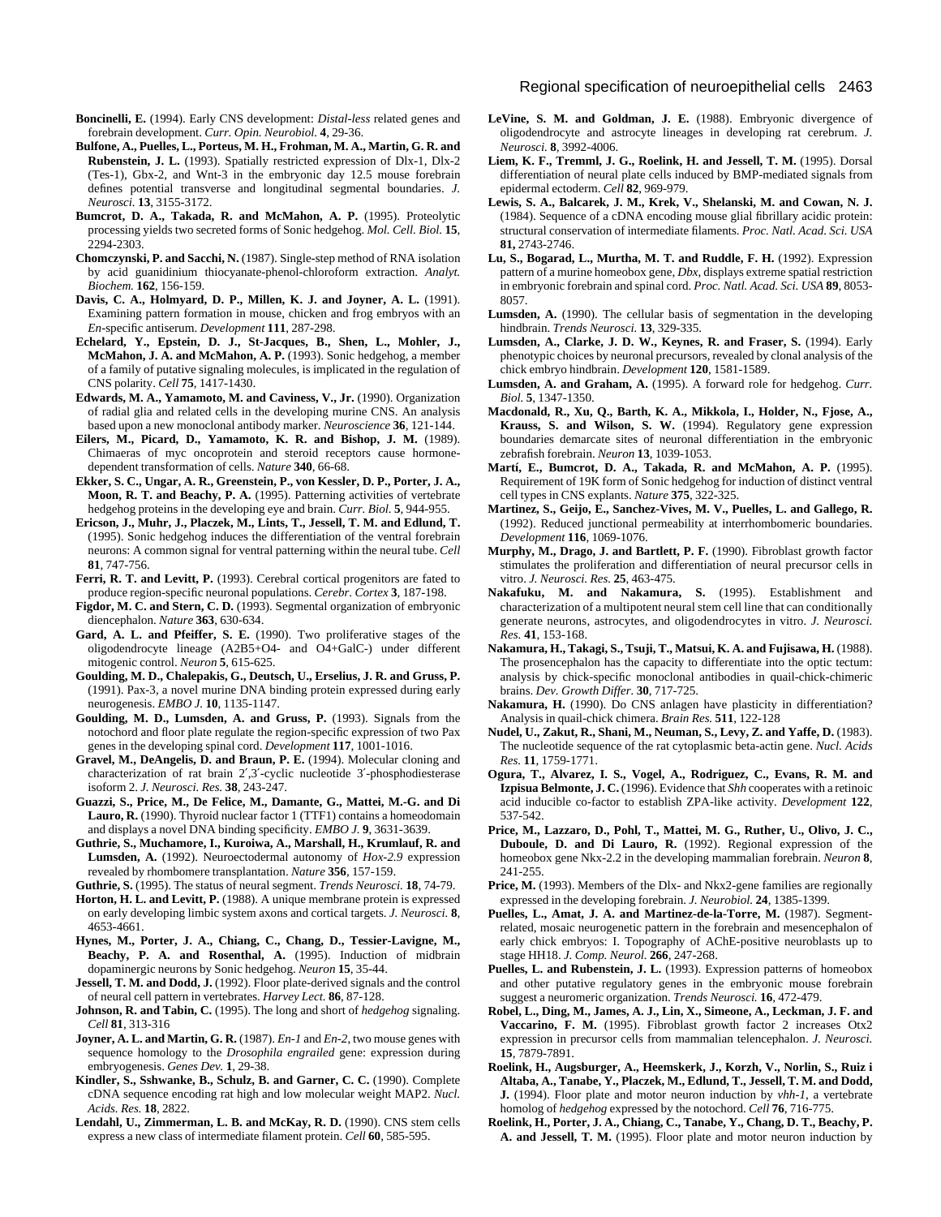**Boncinelli, E.** (1994). Early CNS development: *Distal-less* related genes and forebrain development. *Curr. Opin. Neurobiol.* **4**, 29-36.

**Bulfone, A., Puelles, L., Porteus, M. H., Frohman, M. A., Martin, G. R. and Rubenstein, J. L.** (1993). Spatially restricted expression of Dlx-1, Dlx-2 (Tes-1), Gbx-2, and Wnt-3 in the embryonic day 12.5 mouse forebrain defines potential transverse and longitudinal segmental boundaries. *J. Neurosci.* **13**, 3155-3172.

**Bumcrot, D. A., Takada, R. and McMahon, A. P.** (1995). Proteolytic processing yields two secreted forms of Sonic hedgehog. *Mol. Cell. Biol.* **15**, 2294-2303.

**Chomczynski, P. and Sacchi, N.** (1987). Single-step method of RNA isolation by acid guanidinium thiocyanate-phenol-chloroform extraction. *Analyt. Biochem.* **162**, 156-159.

**Davis, C. A., Holmyard, D. P., Millen, K. J. and Joyner, A. L.** (1991). Examining pattern formation in mouse, chicken and frog embryos with an *En*-specific antiserum. *Development* **111**, 287-298.

**Echelard, Y., Epstein, D. J., St-Jacques, B., Shen, L., Mohler, J., McMahon, J. A. and McMahon, A. P.** (1993). Sonic hedgehog, a member of a family of putative signaling molecules, is implicated in the regulation of CNS polarity. *Cell* **75**, 1417-1430.

**Edwards, M. A., Yamamoto, M. and Caviness, V., Jr.** (1990). Organization of radial glia and related cells in the developing murine CNS. An analysis based upon a new monoclonal antibody marker. *Neuroscience* **36**, 121-144.

**Eilers, M., Picard, D., Yamamoto, K. R. and Bishop, J. M.** (1989). Chimaeras of myc oncoprotein and steroid receptors cause hormone-dependent transformation of cells. *Nature* **340**, 66-68.

**Ekker, S. C., Ungar, A. R., Greenstein, P., von Kessler, D. P., Porter, J. A., Moon, R. T. and Beachy, P. A.** (1995). Patterning activities of vertebrate hedgehog proteins in the developing eye and brain. *Curr. Biol.* **5**, 944-955.

**Ericson, J., Muhr, J., Placzek, M., Lints, T., Jessell, T. M. and Edlund, T.** (1995). Sonic hedgehog induces the differentiation of the ventral forebrain neurons: A common signal for ventral patterning within the neural tube. *Cell* **81**, 747-756.

**Ferri, R. T. and Levitt, P.** (1993). Cerebral cortical progenitors are fated to produce region-specific neuronal populations. *Cerebr. Cortex* **3**, 187-198.

**Figdor, M. C. and Stern, C. D.** (1993). Segmental organization of embryonic diencephalon. *Nature* **363**, 630-634.

**Gard, A. L. and Pfeiffer, S. E.** (1990). Two proliferative stages of the oligodendrocyte lineage (A2B5+O4- and O4+GalC-) under different mitogenic control. *Neuron* **5**, 615-625.

**Goulding, M. D., Chalepakis, G., Deutsch, U., Erselius, J. R. and Gruss, P.** (1991). Pax-3, a novel murine DNA binding protein expressed during early neurogenesis. *EMBO J.* **10**, 1135-1147.

**Goulding, M. D., Lumsden, A. and Gruss, P.** (1993). Signals from the notochord and floor plate regulate the region-specific expression of two Pax genes in the developing spinal cord. *Development* **117**, 1001-1016.

**Gravel, M., DeAngelis, D. and Braun, P. E.** (1994). Molecular cloning and characterization of rat brain 2′,3′-cyclic nucleotide 3′-phosphodiesterase isoform 2. *J. Neurosci. Res.* **38**, 243-247.

**Guazzi, S., Price, M., De Felice, M., Damante, G., Mattei, M.-G. and Di Lauro, R.** (1990). Thyroid nuclear factor 1 (TTF1) contains a homeodomain and displays a novel DNA binding specificity. *EMBO J.* **9**, 3631-3639.

**Guthrie, S., Muchamore, I., Kuroiwa, A., Marshall, H., Krumlauf, R. and Lumsden, A.** (1992). Neuroectodermal autonomy of *Hox-2.9* expression revealed by rhombomere transplantation. *Nature* **356**, 157-159.

**Guthrie, S.** (1995). The status of neural segment. *Trends Neurosci.* **18**, 74-79.

**Horton, H. L. and Levitt, P.** (1988). A unique membrane protein is expressed on early developing limbic system axons and cortical targets. *J. Neurosci.* **8**, 4653-4661.

**Hynes, M., Porter, J. A., Chiang, C., Chang, D., Tessier-Lavigne, M., Beachy, P. A. and Rosenthal, A.** (1995). Induction of midbrain dopaminergic neurons by Sonic hedgehog. *Neuron* **15**, 35-44.

**Jessell, T. M. and Dodd, J.** (1992). Floor plate-derived signals and the control of neural cell pattern in vertebrates. *Harvey Lect.* **86**, 87-128.

**Johnson, R. and Tabin, C.** (1995). The long and short of *hedgehog* signaling. *Cell* **81**, 313-316

**Joyner, A. L. and Martin, G. R.** (1987). *En-1* and *En-2*, two mouse genes with sequence homology to the *Drosophila engrailed* gene: expression during embryogenesis. *Genes Dev.* **1**, 29-38.

**Kindler, S., Sshwanke, B., Schulz, B. and Garner, C. C.** (1990). Complete cDNA sequence encoding rat high and low molecular weight MAP2. *Nucl. Acids. Res.* **18**, 2822.

**Lendahl, U., Zimmerman, L. B. and McKay, R. D.** (1990). CNS stem cells express a new class of intermediate filament protein. *Cell* **60**, 585-595.

**LeVine, S. M. and Goldman, J. E.** (1988). Embryonic divergence of oligodendrocyte and astrocyte lineages in developing rat cerebrum. *J. Neurosci.* **8**, 3992-4006.

**Liem, K. F., Tremml, J. G., Roelink, H. and Jessell, T. M.** (1995). Dorsal differentiation of neural plate cells induced by BMP-mediated signals from epidermal ectoderm. *Cell* **82**, 969-979.

**Lewis, S. A., Balcarek, J. M., Krek, V., Shelanski, M. and Cowan, N. J.** (1984). Sequence of a cDNA encoding mouse glial fibrillary acidic protein: structural conservation of intermediate filaments. *Proc. Natl. Acad. Sci. USA* **81,** 2743-2746.

**Lu, S., Bogarad, L., Murtha, M. T. and Ruddle, F. H.** (1992). Expression pattern of a murine homeobox gene, *Dbx*, displays extreme spatial restriction in embryonic forebrain and spinal cord. *Proc. Natl. Acad. Sci. USA* **89**, 8053-8057.

**Lumsden, A.** (1990). The cellular basis of segmentation in the developing hindbrain. *Trends Neurosci.* **13**, 329-335.

**Lumsden, A., Clarke, J. D. W., Keynes, R. and Fraser, S.** (1994). Early phenotypic choices by neuronal precursors, revealed by clonal analysis of the chick embryo hindbrain. *Development* **120**, 1581-1589.

**Lumsden, A. and Graham, A.** (1995). A forward role for hedgehog. *Curr. Biol.* **5**, 1347-1350.

**Macdonald, R., Xu, Q., Barth, K. A., Mikkola, I., Holder, N., Fjose, A., Krauss, S. and Wilson, S. W.** (1994). Regulatory gene expression boundaries demarcate sites of neuronal differentiation in the embryonic zebrafish forebrain. *Neuron* **13**, 1039-1053.

**Martí, E., Bumcrot, D. A., Takada, R. and McMahon, A. P.** (1995). Requirement of 19K form of Sonic hedgehog for induction of distinct ventral cell types in CNS explants. *Nature* **375**, 322-325.

**Martinez, S., Geijo, E., Sanchez-Vives, M. V., Puelles, L. and Gallego, R.** (1992). Reduced junctional permeability at interrhombomeric boundaries. *Development* **116**, 1069-1076.

**Murphy, M., Drago, J. and Bartlett, P. F.** (1990). Fibroblast growth factor stimulates the proliferation and differentiation of neural precursor cells in vitro. *J. Neurosci. Res.* **25**, 463-475.

**Nakafuku, M. and Nakamura, S.** (1995). Establishment and characterization of a multipotent neural stem cell line that can conditionally generate neurons, astrocytes, and oligodendrocytes in vitro. *J. Neurosci. Res.* **41**, 153-168.

**Nakamura, H., Takagi, S., Tsuji, T., Matsui, K. A. and Fujisawa, H.** (1988). The prosencephalon has the capacity to differentiate into the optic tectum: analysis by chick-specific monoclonal antibodies in quail-chick-chimeric brains. *Dev. Growth Differ.* **30**, 717-725.

**Nakamura, H.** (1990). Do CNS anlagen have plasticity in differentiation? Analysis in quail-chick chimera. *Brain Res.* **511**, 122-128

**Nudel, U., Zakut, R., Shani, M., Neuman, S., Levy, Z. and Yaffe, D.** (1983). The nucleotide sequence of the rat cytoplasmic beta-actin gene. *Nucl. Acids Res.* **11**, 1759-1771.

**Ogura, T., Alvarez, I. S., Vogel, A., Rodriguez, C., Evans, R. M. and Izpisua Belmonte, J. C.** (1996). Evidence that *Shh* cooperates with a retinoic acid inducible co-factor to establish ZPA-like activity. *Development* **122**, 537-542.

**Price, M., Lazzaro, D., Pohl, T., Mattei, M. G., Ruther, U., Olivo, J. C., Duboule, D. and Di Lauro, R.** (1992). Regional expression of the homeobox gene Nkx-2.2 in the developing mammalian forebrain. *Neuron* **8**, 241-255.

**Price, M.** (1993). Members of the Dlx- and Nkx2-gene families are regionally expressed in the developing forebrain. *J. Neurobiol.* **24**, 1385-1399.

**Puelles, L., Amat, J. A. and Martinez-de-la-Torre, M.** (1987). Segment-related, mosaic neurogenetic pattern in the forebrain and mesencephalon of early chick embryos: I. Topography of AChE-positive neuroblasts up to stage HH18. *J. Comp. Neurol.* **266**, 247-268.

**Puelles, L. and Rubenstein, J. L.** (1993). Expression patterns of homeobox and other putative regulatory genes in the embryonic mouse forebrain suggest a neuromeric organization. *Trends Neurosci.* **16**, 472-479.

**Robel, L., Ding, M., James, A. J., Lin, X., Simeone, A., Leckman, J. F. and Vaccarino, F. M.** (1995). Fibroblast growth factor 2 increases Otx2 expression in precursor cells from mammalian telencephalon. *J. Neurosci.* **15**, 7879-7891.

**Roelink, H., Augsburger, A., Heemskerk, J., Korzh, V., Norlin, S., Ruiz i Altaba, A., Tanabe, Y., Placzek, M., Edlund, T., Jessell, T. M. and Dodd, J.** (1994). Floor plate and motor neuron induction by *vhh-1*, a vertebrate homolog of *hedgehog* expressed by the notochord. *Cell* **76**, 716-775.

**Roelink, H., Porter, J. A., Chiang, C., Tanabe, Y., Chang, D. T., Beachy, P. A. and Jessell, T. M.** (1995). Floor plate and motor neuron induction by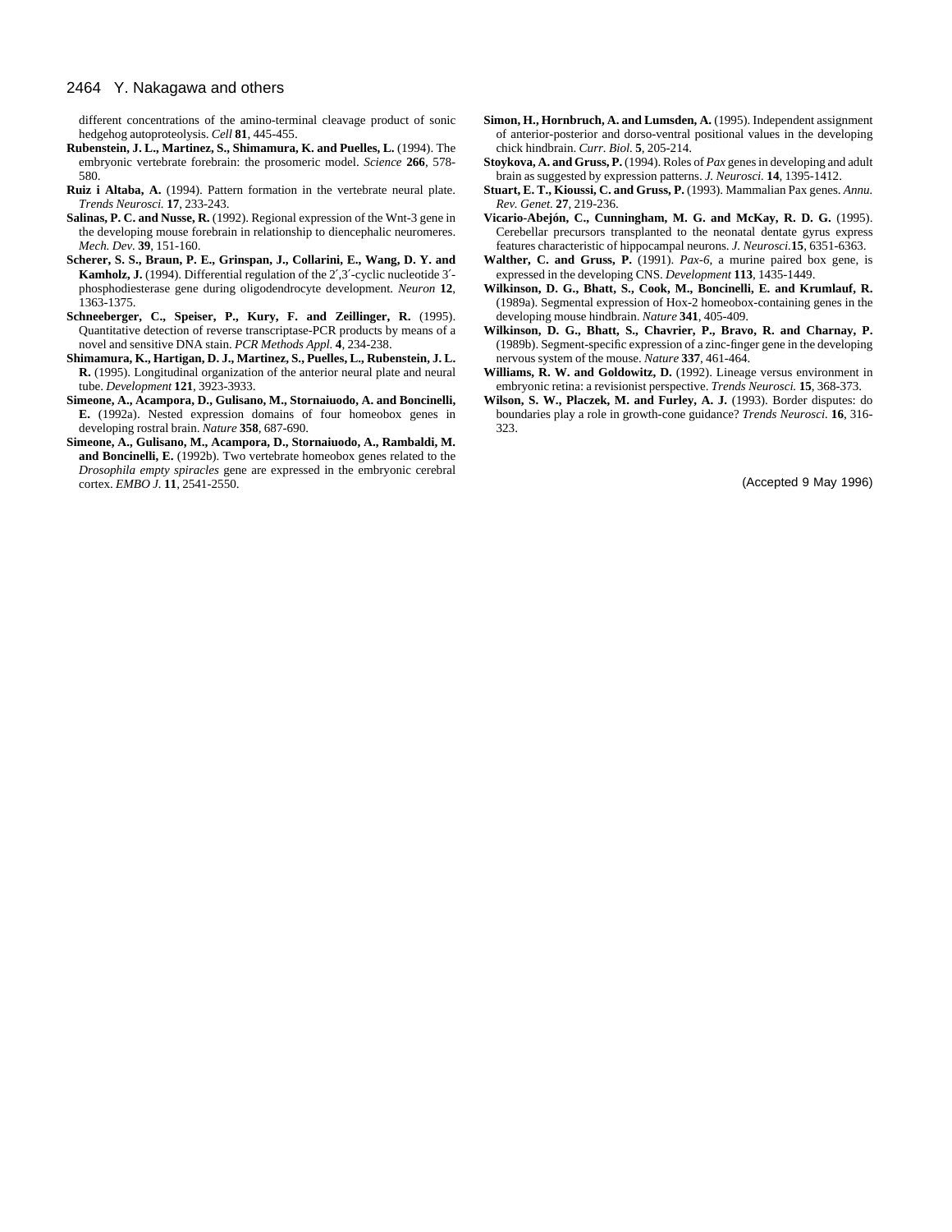different concentrations of the amino-terminal cleavage product of sonic hedgehog autoproteolysis. *Cell* **81**, 445-455.

**Rubenstein, J. L., Martinez, S., Shimamura, K. and Puelles, L.** (1994). The embryonic vertebrate forebrain: the prosomeric model. *Science* **266**, 578-580.

**Ruiz i Altaba, A.** (1994). Pattern formation in the vertebrate neural plate. *Trends Neurosci.* **17**, 233-243.

**Salinas, P. C. and Nusse, R.** (1992). Regional expression of the Wnt-3 gene in the developing mouse forebrain in relationship to diencephalic neuromeres. *Mech. Dev.* **39**, 151-160.

**Scherer, S. S., Braun, P. E., Grinspan, J., Collarini, E., Wang, D. Y. and Kamholz, J.** (1994). Differential regulation of the 2′,3′-cyclic nucleotide 3′-phosphodiesterase gene during oligodendrocyte development. *Neuron* **12**, 1363-1375.

**Schneeberger, C., Speiser, P., Kury, F. and Zeillinger, R.** (1995). Quantitative detection of reverse transcriptase-PCR products by means of a novel and sensitive DNA stain. *PCR Methods Appl.* **4**, 234-238.

**Shimamura, K., Hartigan, D. J., Martinez, S., Puelles, L., Rubenstein, J. L. R.** (1995). Longitudinal organization of the anterior neural plate and neural tube. *Development* **121**, 3923-3933.

**Simeone, A., Acampora, D., Gulisano, M., Stornaiuodo, A. and Boncinelli, E.** (1992a). Nested expression domains of four homeobox genes in developing rostral brain. *Nature* **358**, 687-690.

**Simeone, A., Gulisano, M., Acampora, D., Stornaiuodo, A., Rambaldi, M. and Boncinelli, E.** (1992b). Two vertebrate homeobox genes related to the *Drosophila empty spiracles* gene are expressed in the embryonic cerebral cortex. *EMBO J.* **11**, 2541-2550.

**Simon, H., Hornbruch, A. and Lumsden, A.** (1995). Independent assignment of anterior-posterior and dorso-ventral positional values in the developing chick hindbrain. *Curr. Biol.* **5**, 205-214.

**Stoykova, A. and Gruss, P.** (1994). Roles of *Pax* genes in developing and adult brain as suggested by expression patterns. *J. Neurosci.* **14**, 1395-1412.

**Stuart, E. T., Kioussi, C. and Gruss, P.** (1993). Mammalian Pax genes. *Annu. Rev. Genet.* **27**, 219-236.

**Vicario-Abejón, C., Cunningham, M. G. and McKay, R. D. G.** (1995). Cerebellar precursors transplanted to the neonatal dentate gyrus express features characteristic of hippocampal neurons. *J. Neurosci.***15**, 6351-6363.

**Walther, C. and Gruss, P.** (1991). *Pax-6*, a murine paired box gene, is expressed in the developing CNS. *Development* **113**, 1435-1449.

**Wilkinson, D. G., Bhatt, S., Cook, M., Boncinelli, E. and Krumlauf, R.** (1989a). Segmental expression of Hox-2 homeobox-containing genes in the developing mouse hindbrain. *Nature* **341**, 405-409.

**Wilkinson, D. G., Bhatt, S., Chavrier, P., Bravo, R. and Charnay, P.** (1989b). Segment-specific expression of a zinc-finger gene in the developing nervous system of the mouse. *Nature* **337**, 461-464.

**Williams, R. W. and Goldowitz, D.** (1992). Lineage versus environment in embryonic retina: a revisionist perspective. *Trends Neurosci.* **15**, 368-373.

**Wilson, S. W., Placzek, M. and Furley, A. J.** (1993). Border disputes: do boundaries play a role in growth-cone guidance? *Trends Neurosci.* **16**, 316-323.

(Accepted 9 May 1996)